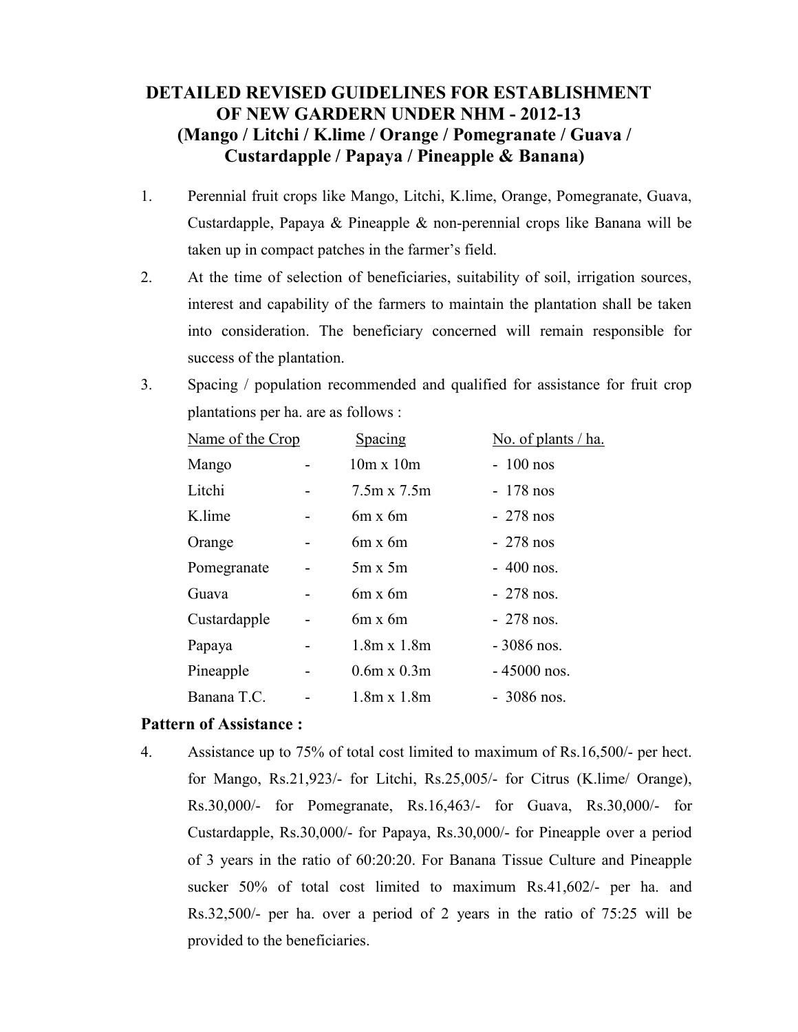# DETAILED REVISED GUIDELINES FOR ESTABLISHMENT OF NEW GARDERN UNDER NHM - 2012-13 (Mango / Litchi / K.lime / Orange / Pomegranate / Guava / Custardapple / Papaya / Pineapple & Banana)

1. Perennial fruit crops like Mango, Litchi, K.lime, Orange, Pomegranate, Guava, Custardapple, Papaya & Pineapple & non-perennial crops like Banana will be taken up in compact patches in the farmer's field.

2. At the time of selection of beneficiaries, suitability of soil, irrigation sources, interest and capability of the farmers to maintain the plantation shall be taken into consideration. The beneficiary concerned will remain responsible for success of the plantation.

3. Spacing / population recommended and qualified for assistance for fruit crop plantations per ha. are as follows :

| Name of the Crop | | Spacing | No. of plants / ha. |
|---|---|---|---|
| Mango | - | 10m x 10m | - 100 nos |
| Litchi | - | 7.5m x 7.5m | - 178 nos |
| K.lime | - | 6m x 6m | - 278 nos |
| Orange | - | 6m x 6m | - 278 nos |
| Pomegranate | - | 5m x 5m | - 400 nos. |
| Guava | - | 6m x 6m | - 278 nos. |
| Custardapple | - | 6m x 6m | - 278 nos. |
| Papaya | - | 1.8m x 1.8m | - 3086 nos. |
| Pineapple | - | 0.6m x 0.3m | - 45000 nos. |
| Banana T.C. | - | 1.8m x 1.8m | - 3086 nos. |

**Pattern of Assistance :**

4. Assistance up to 75% of total cost limited to maximum of Rs.16,500/- per hect. for Mango, Rs.21,923/- for Litchi, Rs.25,005/- for Citrus (K.lime/ Orange), Rs.30,000/- for Pomegranate, Rs.16,463/- for Guava, Rs.30,000/- for Custardapple, Rs.30,000/- for Papaya, Rs.30,000/- for Pineapple over a period of 3 years in the ratio of 60:20:20. For Banana Tissue Culture and Pineapple sucker 50% of total cost limited to maximum Rs.41,602/- per ha. and Rs.32,500/- per ha. over a period of 2 years in the ratio of 75:25 will be provided to the beneficiaries.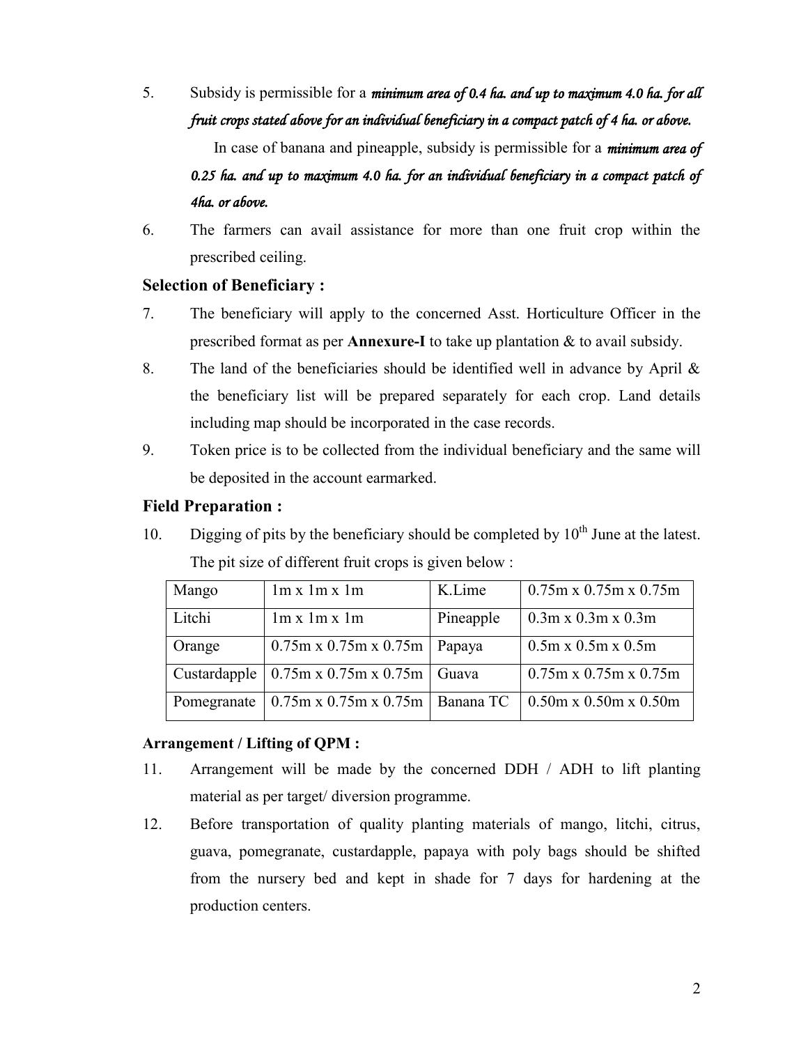5. Subsidy is permissible for a ***minimum area of 0.4 ha. and up to maximum 4.0 ha. for all fruit crops stated above for an individual beneficiary in a compact patch of 4 ha. or above.***

   In case of banana and pineapple, subsidy is permissible for a ***minimum area of 0.25 ha. and up to maximum 4.0 ha. for an individual beneficiary in a compact patch of 4ha. or above.***

6. The farmers can avail assistance for more than one fruit crop within the prescribed ceiling.

### Selection of Beneficiary :

7. The beneficiary will apply to the concerned Asst. Horticulture Officer in the prescribed format as per **Annexure-I** to take up plantation & to avail subsidy.
8. The land of the beneficiaries should be identified well in advance by April & the beneficiary list will be prepared separately for each crop. Land details including map should be incorporated in the case records.
9. Token price is to be collected from the individual beneficiary and the same will be deposited in the account earmarked.

### Field Preparation :

10. Digging of pits by the beneficiary should be completed by 10th June at the latest. The pit size of different fruit crops is given below :

| Mango | 1m x 1m x 1m | K.Lime | 0.75m x 0.75m x 0.75m |
|---|---|---|---|
| Litchi | 1m x 1m x 1m | Pineapple | 0.3m x 0.3m x 0.3m |
| Orange | 0.75m x 0.75m x 0.75m | Papaya | 0.5m x 0.5m x 0.5m |
| Custardapple | 0.75m x 0.75m x 0.75m | Guava | 0.75m x 0.75m x 0.75m |
| Pomegranate | 0.75m x 0.75m x 0.75m | Banana TC | 0.50m x 0.50m x 0.50m |

#### Arrangement / Lifting of QPM :

11. Arrangement will be made by the concerned DDH / ADH to lift planting material as per target/ diversion programme.
12. Before transportation of quality planting materials of mango, litchi, citrus, guava, pomegranate, custardapple, papaya with poly bags should be shifted from the nursery bed and kept in shade for 7 days for hardening at the production centers.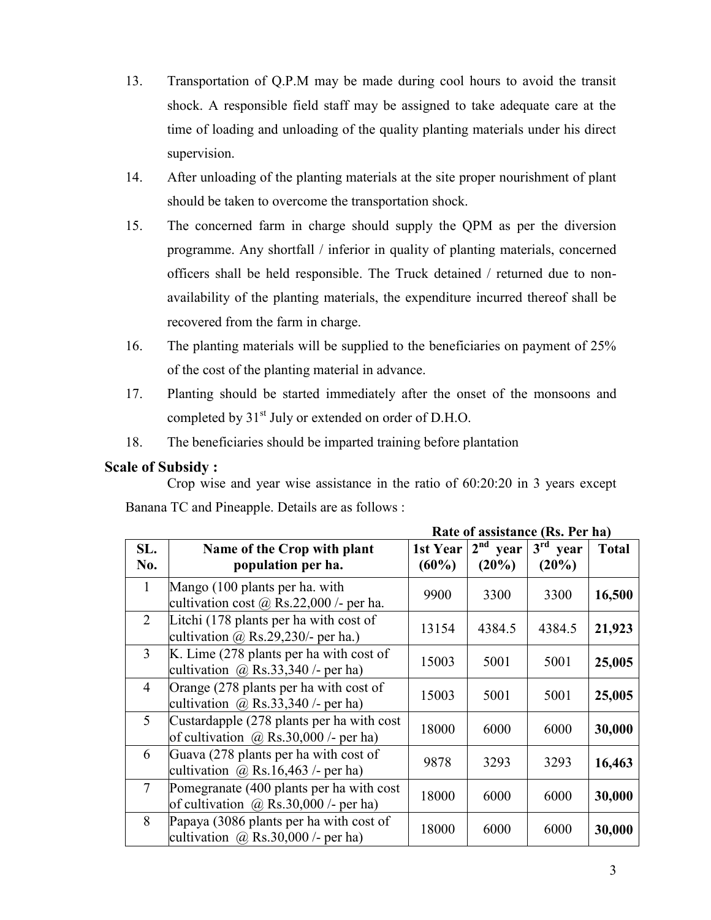13. Transportation of Q.P.M may be made during cool hours to avoid the transit shock. A responsible field staff may be assigned to take adequate care at the time of loading and unloading of the quality planting materials under his direct supervision.
14. After unloading of the planting materials at the site proper nourishment of plant should be taken to overcome the transportation shock.
15. The concerned farm in charge should supply the QPM as per the diversion programme. Any shortfall / inferior in quality of planting materials, concerned officers shall be held responsible. The Truck detained / returned due to non-availability of the planting materials, the expenditure incurred thereof shall be recovered from the farm in charge.
16. The planting materials will be supplied to the beneficiaries on payment of 25% of the cost of the planting material in advance.
17. Planting should be started immediately after the onset of the monsoons and completed by 31st July or extended on order of D.H.O.
18. The beneficiaries should be imparted training before plantation

**Scale of Subsidy :**

Crop wise and year wise assistance in the ratio of 60:20:20 in 3 years except Banana TC and Pineapple. Details are as follows :

**Rate of assistance (Rs. Per ha)**

| SL. No. | Name of the Crop with plant population per ha. | 1st Year (60%) | 2nd year (20%) | 3rd year (20%) | Total |
|---|---|---|---|---|---|
| 1 | Mango (100 plants per ha. with cultivation cost @ Rs.22,000 /- per ha. | 9900 | 3300 | 3300 | **16,500** |
| 2 | Litchi (178 plants per ha with cost of cultivation @ Rs.29,230/- per ha.) | 13154 | 4384.5 | 4384.5 | **21,923** |
| 3 | K. Lime (278 plants per ha with cost of cultivation @ Rs.33,340 /- per ha) | 15003 | 5001 | 5001 | **25,005** |
| 4 | Orange (278 plants per ha with cost of cultivation @ Rs.33,340 /- per ha) | 15003 | 5001 | 5001 | **25,005** |
| 5 | Custardapple (278 plants per ha with cost of cultivation @ Rs.30,000 /- per ha) | 18000 | 6000 | 6000 | **30,000** |
| 6 | Guava (278 plants per ha with cost of cultivation @ Rs.16,463 /- per ha) | 9878 | 3293 | 3293 | **16,463** |
| 7 | Pomegranate (400 plants per ha with cost of cultivation @ Rs.30,000 /- per ha) | 18000 | 6000 | 6000 | **30,000** |
| 8 | Papaya (3086 plants per ha with cost of cultivation @ Rs.30,000 /- per ha) | 18000 | 6000 | 6000 | **30,000** |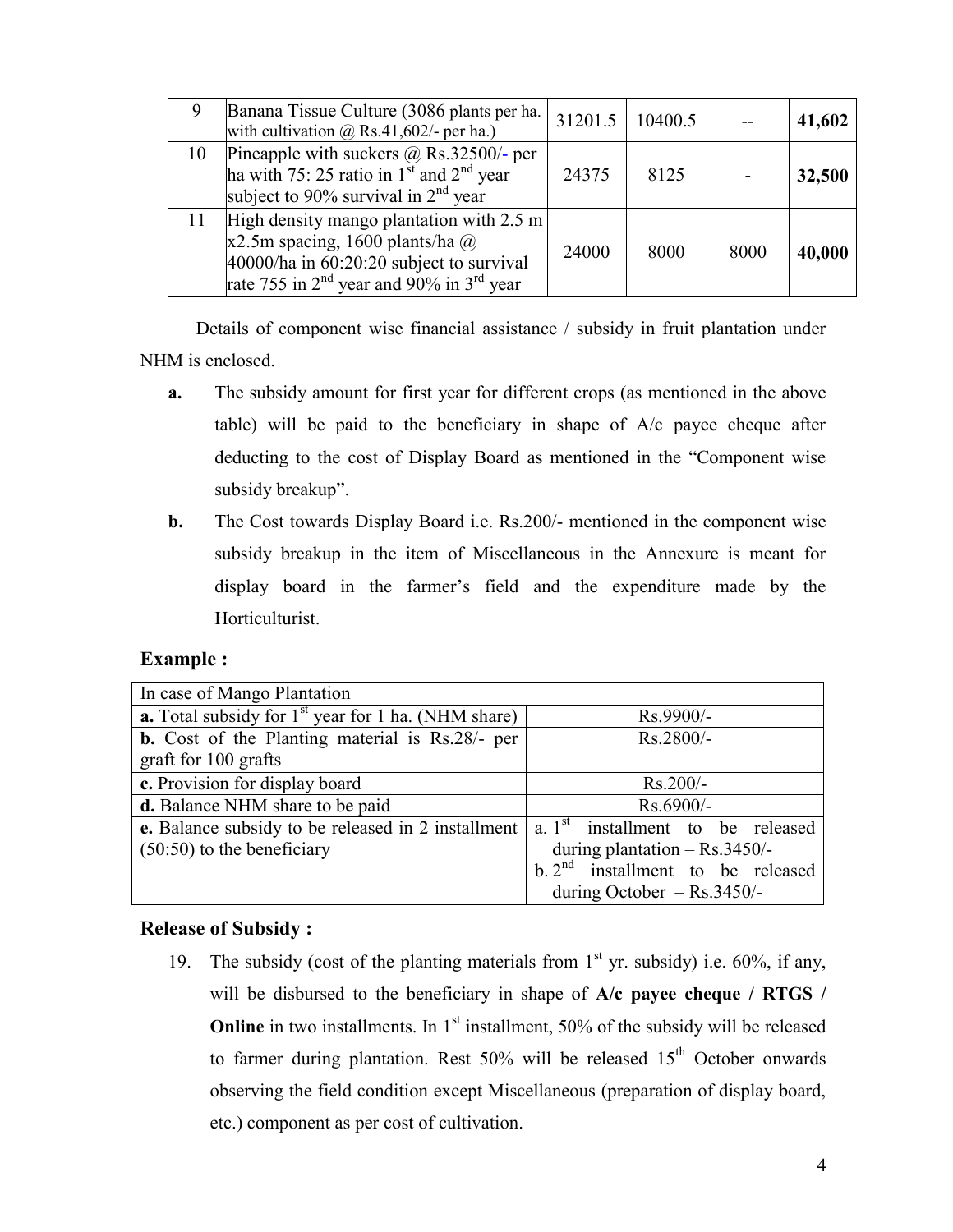| 9 | Banana Tissue Culture (3086 plants per ha. with cultivation @ Rs.41,602/- per ha.) | 31201.5 | 10400.5 | -- | **41,602** |
|---|---|---|---|---|---|
| 10 | Pineapple with suckers @ Rs.32500/- per ha with 75: 25 ratio in 1st and 2nd year subject to 90% survival in 2nd year | 24375 | 8125 | - | **32,500** |
| 11 | High density mango plantation with 2.5 m x2.5m spacing, 1600 plants/ha @ 40000/ha in 60:20:20 subject to survival rate 755 in 2nd year and 90% in 3rd year | 24000 | 8000 | 8000 | **40,000** |

Details of component wise financial assistance / subsidy in fruit plantation under NHM is enclosed.

**a.** The subsidy amount for first year for different crops (as mentioned in the above table) will be paid to the beneficiary in shape of A/c payee cheque after deducting to the cost of Display Board as mentioned in the "Component wise subsidy breakup".

**b.** The Cost towards Display Board i.e. Rs.200/- mentioned in the component wise subsidy breakup in the item of Miscellaneous in the Annexure is meant for display board in the farmer's field and the expenditure made by the Horticulturist.

### Example :

| In case of Mango Plantation | |
|---|---|
| **a.** Total subsidy for 1st year for 1 ha. (NHM share) | Rs.9900/- |
| **b.** Cost of the Planting material is Rs.28/- per graft for 100 grafts | Rs.2800/- |
| **c.** Provision for display board | Rs.200/- |
| **d.** Balance NHM share to be paid | Rs.6900/- |
| **e.** Balance subsidy to be released in 2 installment (50:50) to the beneficiary | a. 1st installment to be released during plantation – Rs.3450/- b. 2nd installment to be released during October – Rs.3450/- |

### Release of Subsidy :

19. The subsidy (cost of the planting materials from 1st yr. subsidy) i.e. 60%, if any, will be disbursed to the beneficiary in shape of **A/c payee cheque / RTGS / Online** in two installments. In 1st installment, 50% of the subsidy will be released to farmer during plantation. Rest 50% will be released 15th October onwards observing the field condition except Miscellaneous (preparation of display board, etc.) component as per cost of cultivation.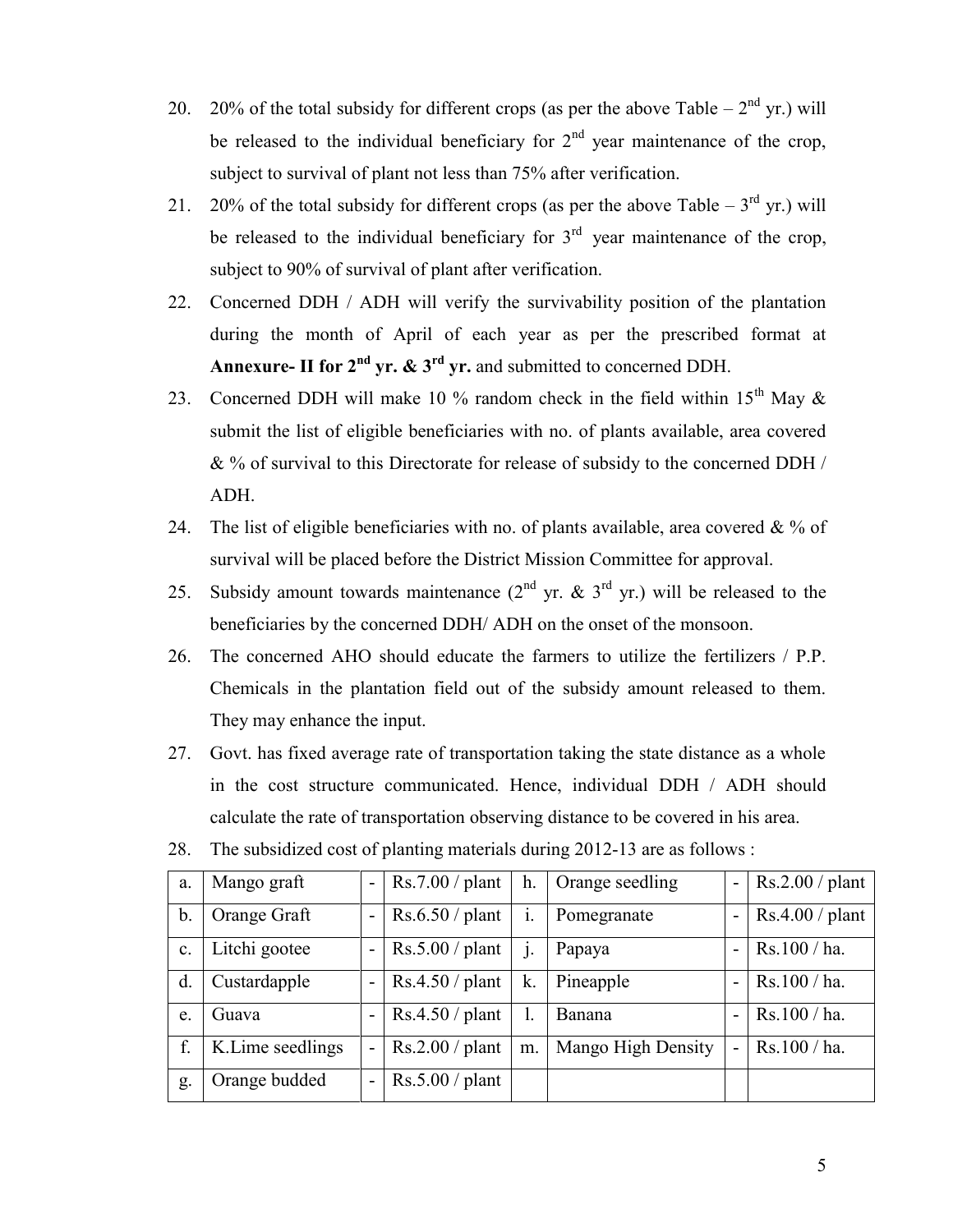20. 20% of the total subsidy for different crops (as per the above Table – 2nd yr.) will be released to the individual beneficiary for 2nd year maintenance of the crop, subject to survival of plant not less than 75% after verification.
21. 20% of the total subsidy for different crops (as per the above Table – 3rd yr.) will be released to the individual beneficiary for 3rd year maintenance of the crop, subject to 90% of survival of plant after verification.
22. Concerned DDH / ADH will verify the survivability position of the plantation during the month of April of each year as per the prescribed format at **Annexure- II for 2nd yr. & 3rd yr.** and submitted to concerned DDH.
23. Concerned DDH will make 10 % random check in the field within 15th May & submit the list of eligible beneficiaries with no. of plants available, area covered & % of survival to this Directorate for release of subsidy to the concerned DDH / ADH.
24. The list of eligible beneficiaries with no. of plants available, area covered & % of survival will be placed before the District Mission Committee for approval.
25. Subsidy amount towards maintenance (2nd yr. & 3rd yr.) will be released to the beneficiaries by the concerned DDH/ ADH on the onset of the monsoon.
26. The concerned AHO should educate the farmers to utilize the fertilizers / P.P. Chemicals in the plantation field out of the subsidy amount released to them. They may enhance the input.
27. Govt. has fixed average rate of transportation taking the state distance as a whole in the cost structure communicated. Hence, individual DDH / ADH should calculate the rate of transportation observing distance to be covered in his area.
28. The subsidized cost of planting materials during 2012-13 are as follows :

| a. | Mango graft | - | Rs.7.00 / plant | h. | Orange seedling | - | Rs.2.00 / plant |
|---|---|---|---|---|---|---|---|
| b. | Orange Graft | - | Rs.6.50 / plant | i. | Pomegranate | - | Rs.4.00 / plant |
| c. | Litchi gootee | - | Rs.5.00 / plant | j. | Papaya | - | Rs.100 / ha. |
| d. | Custardapple | - | Rs.4.50 / plant | k. | Pineapple | - | Rs.100 / ha. |
| e. | Guava | - | Rs.4.50 / plant | l. | Banana | - | Rs.100 / ha. |
| f. | K.Lime seedlings | - | Rs.2.00 / plant | m. | Mango High Density | - | Rs.100 / ha. |
| g. | Orange budded | - | Rs.5.00 / plant | | | | |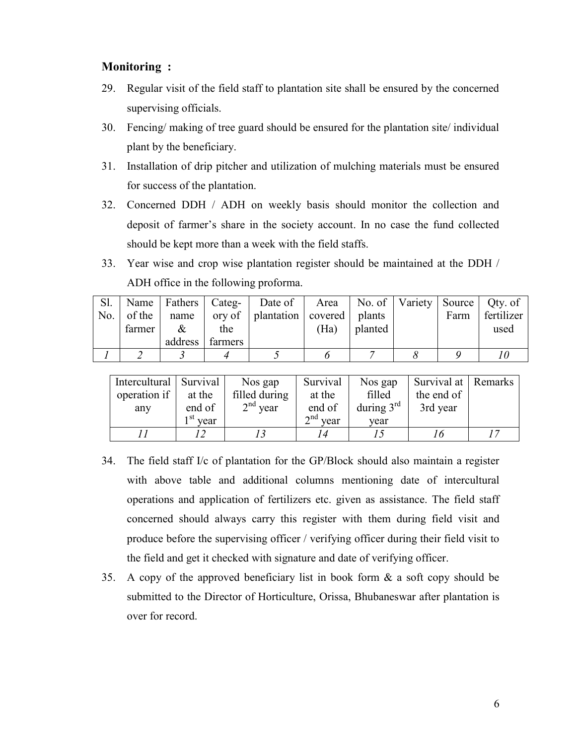**Monitoring :**

29. Regular visit of the field staff to plantation site shall be ensured by the concerned supervising officials.
30. Fencing/ making of tree guard should be ensured for the plantation site/ individual plant by the beneficiary.
31. Installation of drip pitcher and utilization of mulching materials must be ensured for success of the plantation.
32. Concerned DDH / ADH on weekly basis should monitor the collection and deposit of farmer's share in the society account. In no case the fund collected should be kept more than a week with the field staffs.
33. Year wise and crop wise plantation register should be maintained at the DDH / ADH office in the following proforma.

| Sl. No. | Name of the farmer | Fathers name & address | Category of the farmers | Date of plantation | Area covered (Ha) | No. of plants planted | Variety | Source Farm | Qty. of fertilizer used |
|---|---|---|---|---|---|---|---|---|---|
| *1* | *2* | *3* | *4* | *5* | *6* | *7* | *8* | *9* | *10* |

| Intercultural operation if any | Survival at the end of 1st year | Nos gap filled during 2nd year | Survival at the end of 2nd year | Nos gap filled during 3rd year | Survival at the end of 3rd year | Remarks |
|---|---|---|---|---|---|---|
| *11* | *12* | *13* | *14* | *15* | *16* | *17* |

34. The field staff I/c of plantation for the GP/Block should also maintain a register with above table and additional columns mentioning date of intercultural operations and application of fertilizers etc. given as assistance. The field staff concerned should always carry this register with them during field visit and produce before the supervising officer / verifying officer during their field visit to the field and get it checked with signature and date of verifying officer.
35. A copy of the approved beneficiary list in book form & a soft copy should be submitted to the Director of Horticulture, Orissa, Bhubaneswar after plantation is over for record.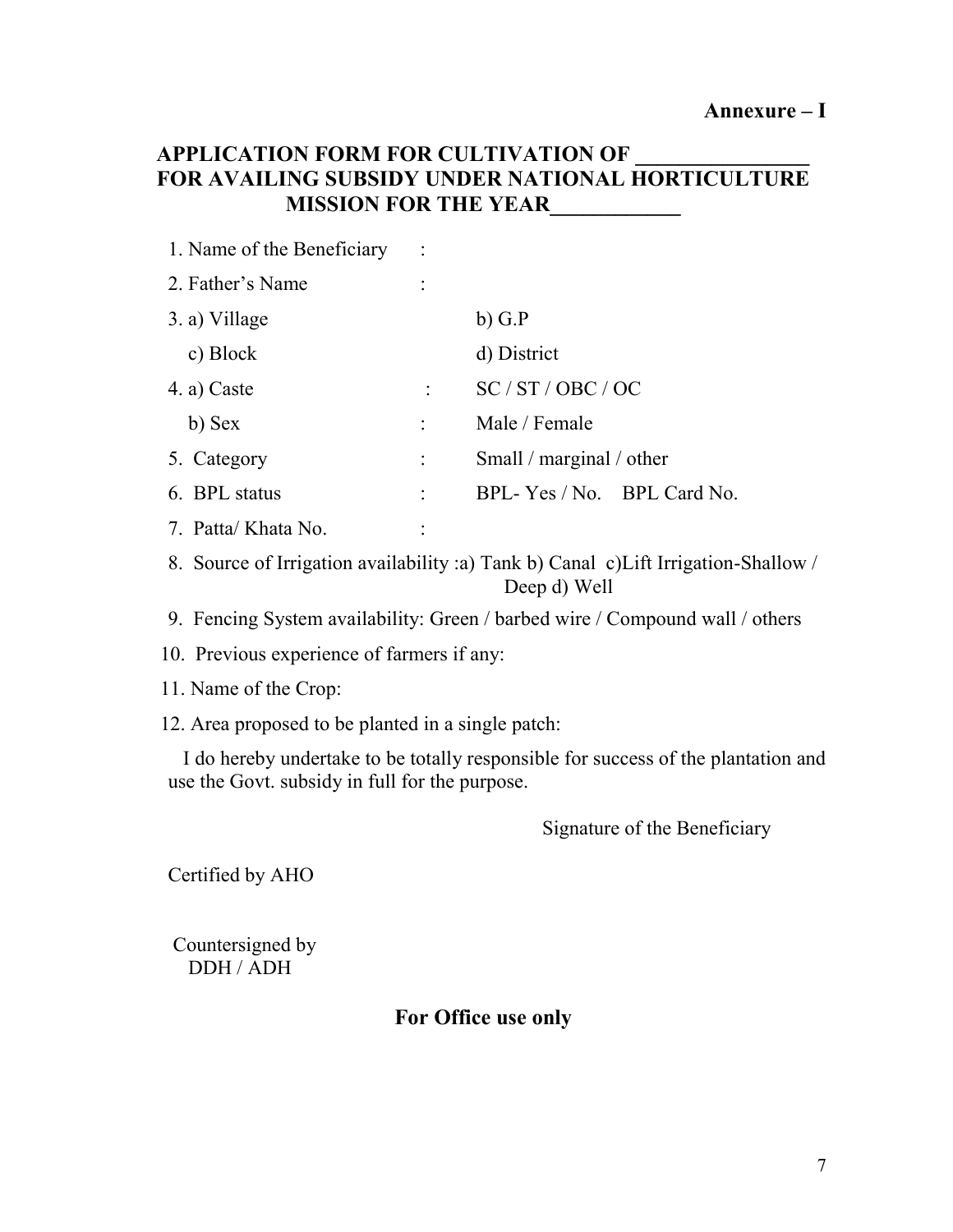**Annexure – I**

## APPLICATION FORM FOR CULTIVATION OF ________________ FOR AVAILING SUBSIDY UNDER NATIONAL HORTICULTURE MISSION FOR THE YEAR____________

1. Name of the Beneficiary :
2. Father's Name :
3. a) Village b) G.P
   c) Block d) District
4. a) Caste : SC / ST / OBC / OC
   b) Sex : Male / Female
5. Category : Small / marginal / other
6. BPL status : BPL- Yes / No. BPL Card No.
7. Patta/ Khata No. :
8. Source of Irrigation availability :a) Tank b) Canal c)Lift Irrigation-Shallow / Deep d) Well
9. Fencing System availability: Green / barbed wire / Compound wall / others
10. Previous experience of farmers if any:
11. Name of the Crop:
12. Area proposed to be planted in a single patch:

I do hereby undertake to be totally responsible for success of the plantation and use the Govt. subsidy in full for the purpose.

Signature of the Beneficiary

Certified by AHO

Countersigned by
DDH / ADH

**For Office use only**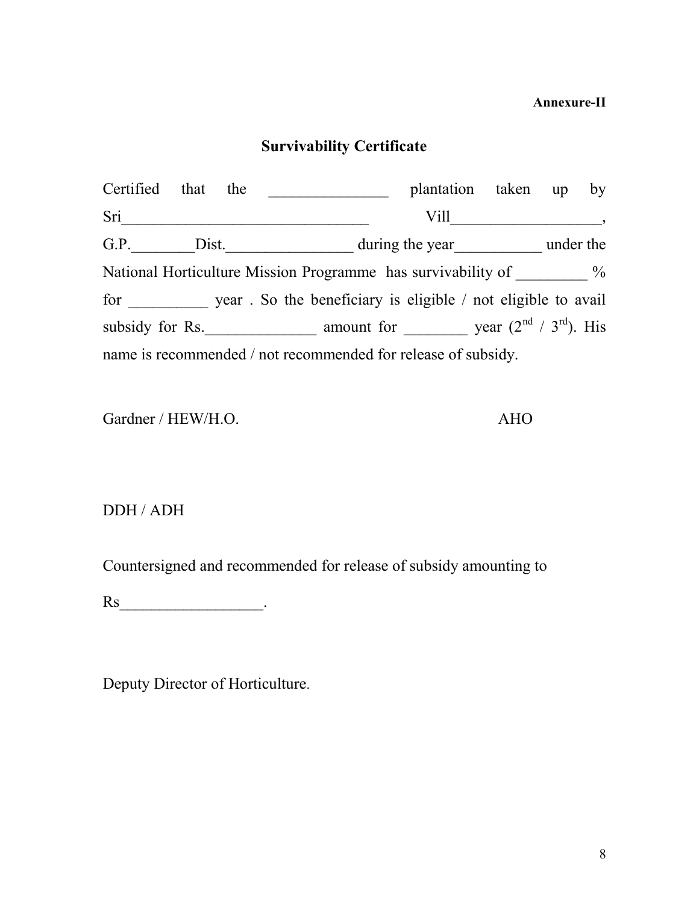**Annexure-II**

## Survivability Certificate

Certified that the _______________ plantation taken up by Sri_______________________________ Vill___________________, G.P.________Dist._________________ during the year___________ under the National Horticulture Mission Programme has survivability of _________ % for __________ year . So the beneficiary is eligible / not eligible to avail subsidy for Rs.______________ amount for ________ year (2nd / 3rd). His name is recommended / not recommended for release of subsidy.

Gardner / HEW/H.O. AHO

DDH / ADH

Countersigned and recommended for release of subsidy amounting to

Rs__________________.

Deputy Director of Horticulture.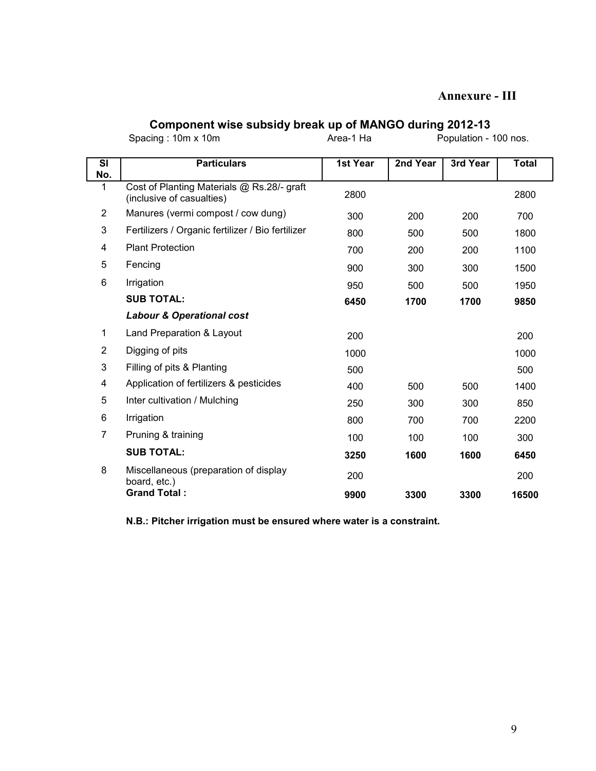**Annexure - III**

## Component wise subsidy break up of MANGO during 2012-13

Spacing : 10m x 10m     Area-1 Ha     Population - 100 nos.

| Sl No. | Particulars | 1st Year | 2nd Year | 3rd Year | Total |
|---|---|---|---|---|---|
| 1 | Cost of Planting Materials @ Rs.28/- graft (inclusive of casualties) | 2800 | | | 2800 |
| 2 | Manures (vermi compost / cow dung) | 300 | 200 | 200 | 700 |
| 3 | Fertilizers / Organic fertilizer / Bio fertilizer | 800 | 500 | 500 | 1800 |
| 4 | Plant Protection | 700 | 200 | 200 | 1100 |
| 5 | Fencing | 900 | 300 | 300 | 1500 |
| 6 | Irrigation | 950 | 500 | 500 | 1950 |
| | **SUB TOTAL:** | **6450** | **1700** | **1700** | **9850** |
| | ***Labour & Operational cost*** | | | | |
| 1 | Land Preparation & Layout | 200 | | | 200 |
| 2 | Digging of pits | 1000 | | | 1000 |
| 3 | Filling of pits & Planting | 500 | | | 500 |
| 4 | Application of fertilizers & pesticides | 400 | 500 | 500 | 1400 |
| 5 | Inter cultivation / Mulching | 250 | 300 | 300 | 850 |
| 6 | Irrigation | 800 | 700 | 700 | 2200 |
| 7 | Pruning & training | 100 | 100 | 100 | 300 |
| | **SUB TOTAL:** | **3250** | **1600** | **1600** | **6450** |
| 8 | Miscellaneous (preparation of display board, etc.) | 200 | | | 200 |
| | **Grand Total :** | **9900** | **3300** | **3300** | **16500** |

**N.B.: Pitcher irrigation must be ensured where water is a constraint.**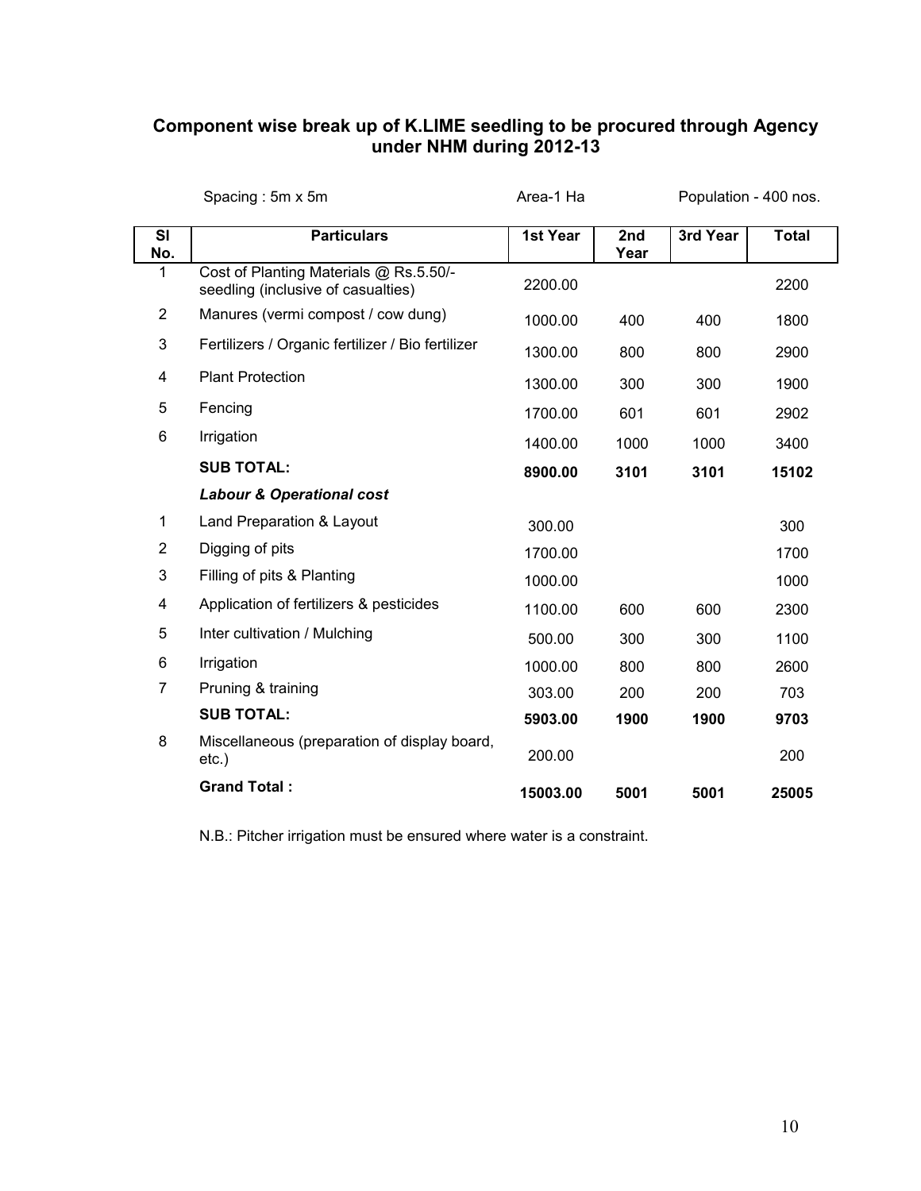## Component wise break up of K.LIME seedling to be procured through Agency under NHM during 2012-13

Spacing : 5m x 5m  Area-1 Ha  Population - 400 nos.

| Sl No. | Particulars | 1st Year | 2nd Year | 3rd Year | Total |
|---|---|---|---|---|---|
| 1 | Cost of Planting Materials @ Rs.5.50/- seedling (inclusive of casualties) | 2200.00 | | | 2200 |
| 2 | Manures (vermi compost / cow dung) | 1000.00 | 400 | 400 | 1800 |
| 3 | Fertilizers / Organic fertilizer / Bio fertilizer | 1300.00 | 800 | 800 | 2900 |
| 4 | Plant Protection | 1300.00 | 300 | 300 | 1900 |
| 5 | Fencing | 1700.00 | 601 | 601 | 2902 |
| 6 | Irrigation | 1400.00 | 1000 | 1000 | 3400 |
| | **SUB TOTAL:** | **8900.00** | **3101** | **3101** | **15102** |
| | ***Labour & Operational cost*** | | | | |
| 1 | Land Preparation & Layout | 300.00 | | | 300 |
| 2 | Digging of pits | 1700.00 | | | 1700 |
| 3 | Filling of pits & Planting | 1000.00 | | | 1000 |
| 4 | Application of fertilizers & pesticides | 1100.00 | 600 | 600 | 2300 |
| 5 | Inter cultivation / Mulching | 500.00 | 300 | 300 | 1100 |
| 6 | Irrigation | 1000.00 | 800 | 800 | 2600 |
| 7 | Pruning & training | 303.00 | 200 | 200 | 703 |
| | **SUB TOTAL:** | **5903.00** | **1900** | **1900** | **9703** |
| 8 | Miscellaneous (preparation of display board, etc.) | 200.00 | | | 200 |
| | **Grand Total :** | **15003.00** | **5001** | **5001** | **25005** |

N.B.: Pitcher irrigation must be ensured where water is a constraint.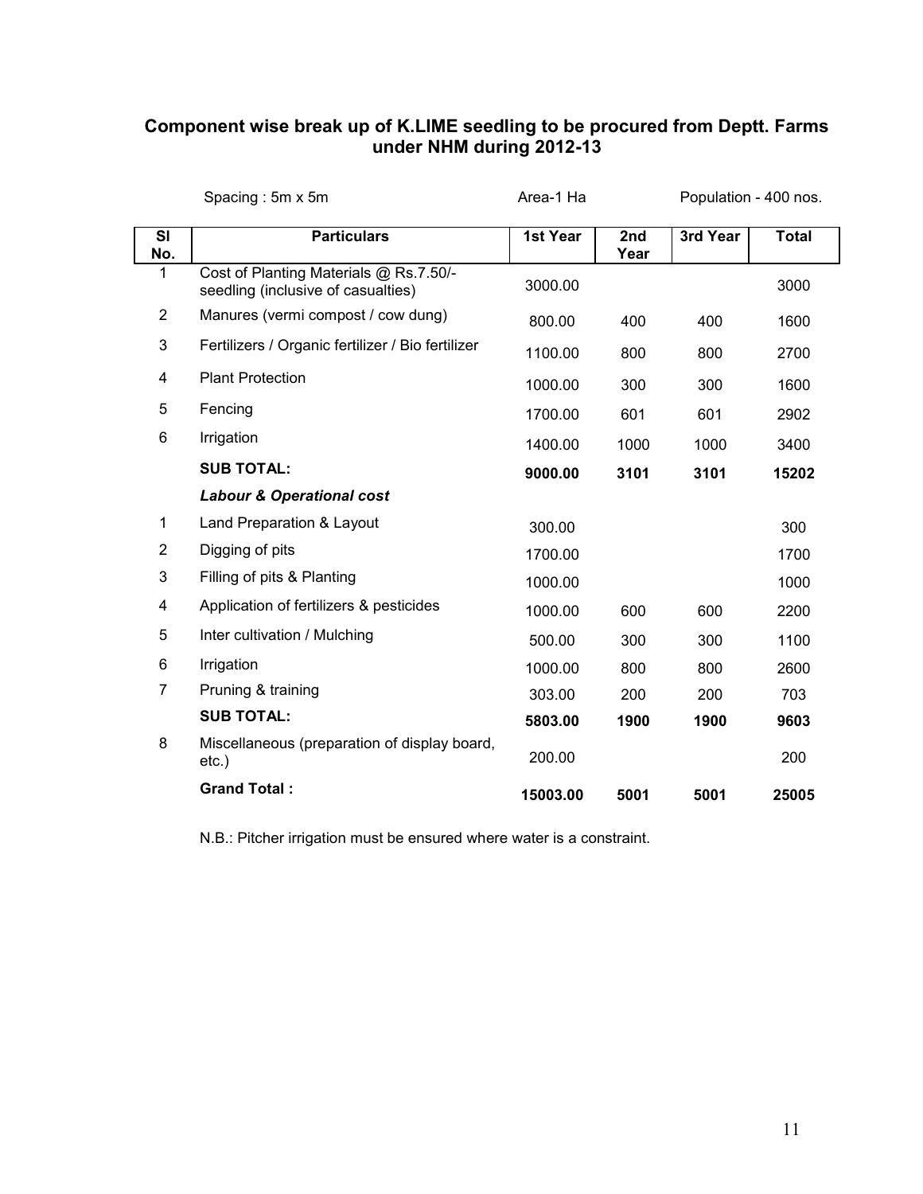## Component wise break up of K.LIME seedling to be procured from Deptt. Farms under NHM during 2012-13

Spacing : 5m x 5m  Area-1 Ha  Population - 400 nos.

| Sl No. | Particulars | 1st Year | 2nd Year | 3rd Year | Total |
|---|---|---|---|---|---|
| 1 | Cost of Planting Materials @ Rs.7.50/- seedling (inclusive of casualties) | 3000.00 | | | 3000 |
| 2 | Manures (vermi compost / cow dung) | 800.00 | 400 | 400 | 1600 |
| 3 | Fertilizers / Organic fertilizer / Bio fertilizer | 1100.00 | 800 | 800 | 2700 |
| 4 | Plant Protection | 1000.00 | 300 | 300 | 1600 |
| 5 | Fencing | 1700.00 | 601 | 601 | 2902 |
| 6 | Irrigation | 1400.00 | 1000 | 1000 | 3400 |
| | **SUB TOTAL:** | **9000.00** | **3101** | **3101** | **15202** |
| | ***Labour & Operational cost*** | | | | |
| 1 | Land Preparation & Layout | 300.00 | | | 300 |
| 2 | Digging of pits | 1700.00 | | | 1700 |
| 3 | Filling of pits & Planting | 1000.00 | | | 1000 |
| 4 | Application of fertilizers & pesticides | 1000.00 | 600 | 600 | 2200 |
| 5 | Inter cultivation / Mulching | 500.00 | 300 | 300 | 1100 |
| 6 | Irrigation | 1000.00 | 800 | 800 | 2600 |
| 7 | Pruning & training | 303.00 | 200 | 200 | 703 |
| | **SUB TOTAL:** | **5803.00** | **1900** | **1900** | **9603** |
| 8 | Miscellaneous (preparation of display board, etc.) | 200.00 | | | 200 |
| | **Grand Total :** | **15003.00** | **5001** | **5001** | **25005** |

N.B.: Pitcher irrigation must be ensured where water is a constraint.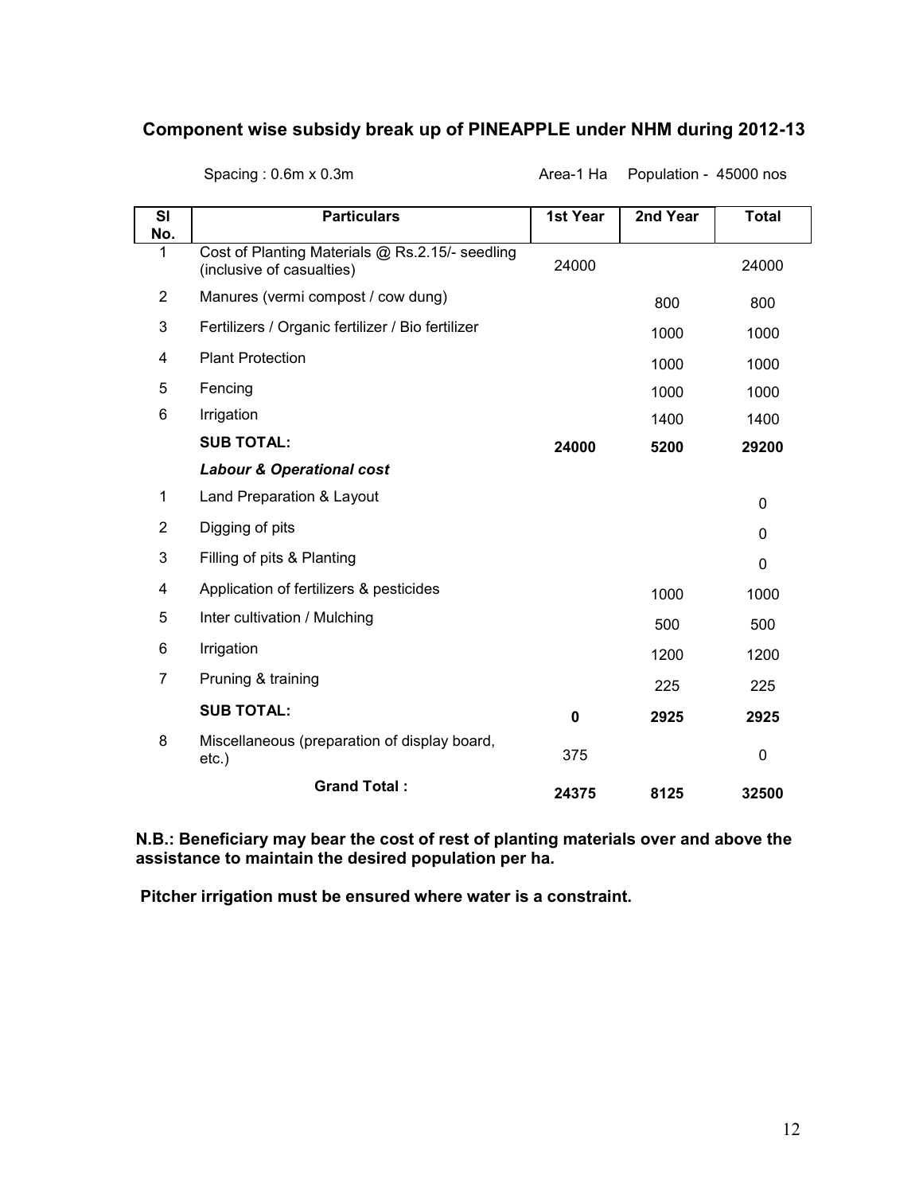## Component wise subsidy break up of PINEAPPLE under NHM during 2012-13

Spacing : 0.6m x 0.3m Area-1 Ha Population - 45000 nos

| Sl No. | Particulars | 1st Year | 2nd Year | Total |
|---|---|---|---|---|
| 1 | Cost of Planting Materials @ Rs.2.15/- seedling (inclusive of casualties) | 24000 | | 24000 |
| 2 | Manures (vermi compost / cow dung) | | 800 | 800 |
| 3 | Fertilizers / Organic fertilizer / Bio fertilizer | | 1000 | 1000 |
| 4 | Plant Protection | | 1000 | 1000 |
| 5 | Fencing | | 1000 | 1000 |
| 6 | Irrigation | | 1400 | 1400 |
| | **SUB TOTAL:** | **24000** | **5200** | **29200** |
| | ***Labour & Operational cost*** | | | |
| 1 | Land Preparation & Layout | | | 0 |
| 2 | Digging of pits | | | 0 |
| 3 | Filling of pits & Planting | | | 0 |
| 4 | Application of fertilizers & pesticides | | 1000 | 1000 |
| 5 | Inter cultivation / Mulching | | 500 | 500 |
| 6 | Irrigation | | 1200 | 1200 |
| 7 | Pruning & training | | 225 | 225 |
| | **SUB TOTAL:** | **0** | **2925** | **2925** |
| 8 | Miscellaneous (preparation of display board, etc.) | 375 | | 0 |
| | **Grand Total :** | **24375** | **8125** | **32500** |

**N.B.: Beneficiary may bear the cost of rest of planting materials over and above the assistance to maintain the desired population per ha.**

**Pitcher irrigation must be ensured where water is a constraint.**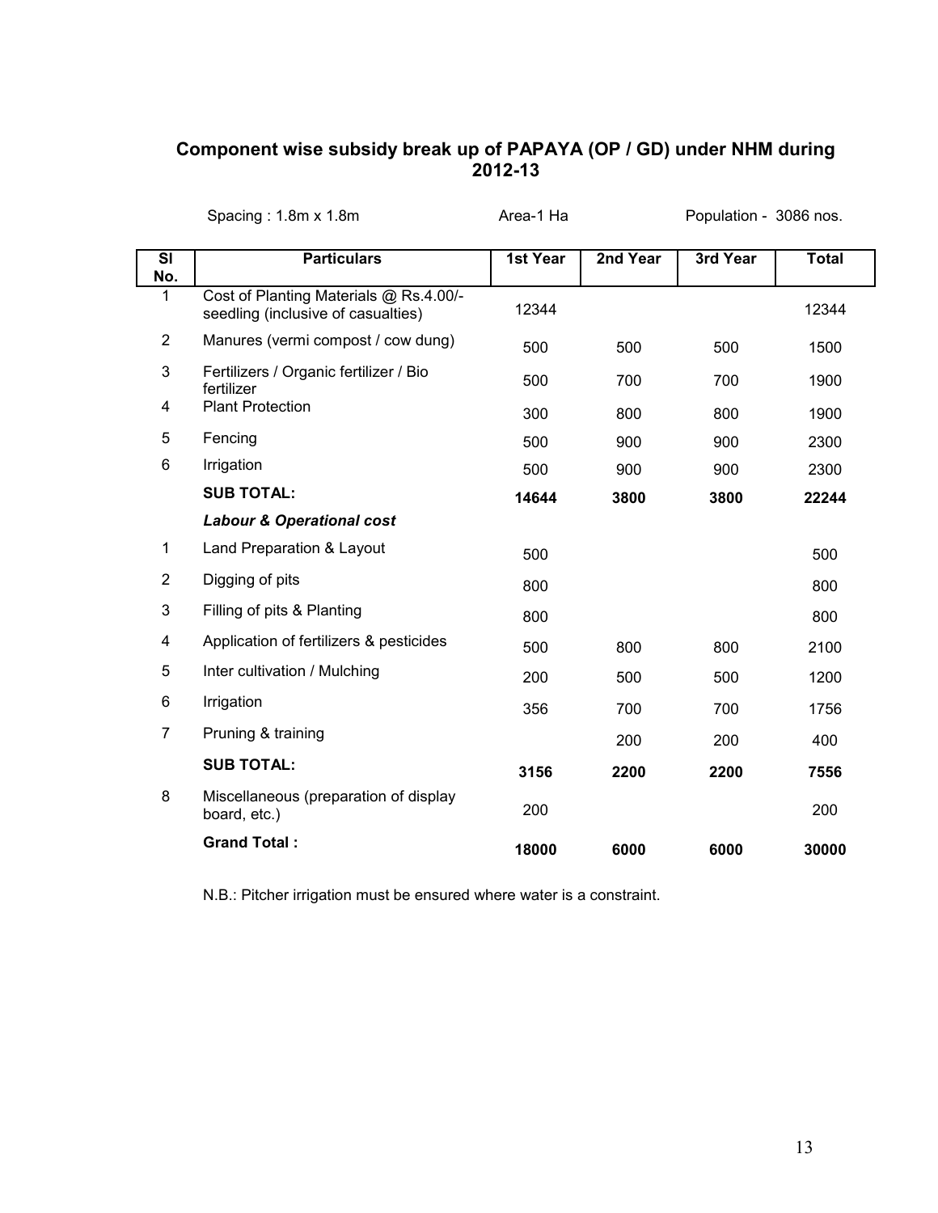## Component wise subsidy break up of PAPAYA (OP / GD) under NHM during 2012-13

Spacing : 1.8m x 1.8m     Area-1 Ha     Population - 3086 nos.

| Sl No. | Particulars | 1st Year | 2nd Year | 3rd Year | Total |
|---|---|---|---|---|---|
| 1 | Cost of Planting Materials @ Rs.4.00/- seedling (inclusive of casualties) | 12344 | | | 12344 |
| 2 | Manures (vermi compost / cow dung) | 500 | 500 | 500 | 1500 |
| 3 | Fertilizers / Organic fertilizer / Bio fertilizer | 500 | 700 | 700 | 1900 |
| 4 | Plant Protection | 300 | 800 | 800 | 1900 |
| 5 | Fencing | 500 | 900 | 900 | 2300 |
| 6 | Irrigation | 500 | 900 | 900 | 2300 |
| | **SUB TOTAL:** | **14644** | **3800** | **3800** | **22244** |
| | ***Labour & Operational cost*** | | | | |
| 1 | Land Preparation & Layout | 500 | | | 500 |
| 2 | Digging of pits | 800 | | | 800 |
| 3 | Filling of pits & Planting | 800 | | | 800 |
| 4 | Application of fertilizers & pesticides | 500 | 800 | 800 | 2100 |
| 5 | Inter cultivation / Mulching | 200 | 500 | 500 | 1200 |
| 6 | Irrigation | 356 | 700 | 700 | 1756 |
| 7 | Pruning & training | | 200 | 200 | 400 |
| | **SUB TOTAL:** | **3156** | **2200** | **2200** | **7556** |
| 8 | Miscellaneous (preparation of display board, etc.) | 200 | | | 200 |
| | **Grand Total :** | **18000** | **6000** | **6000** | **30000** |

N.B.: Pitcher irrigation must be ensured where water is a constraint.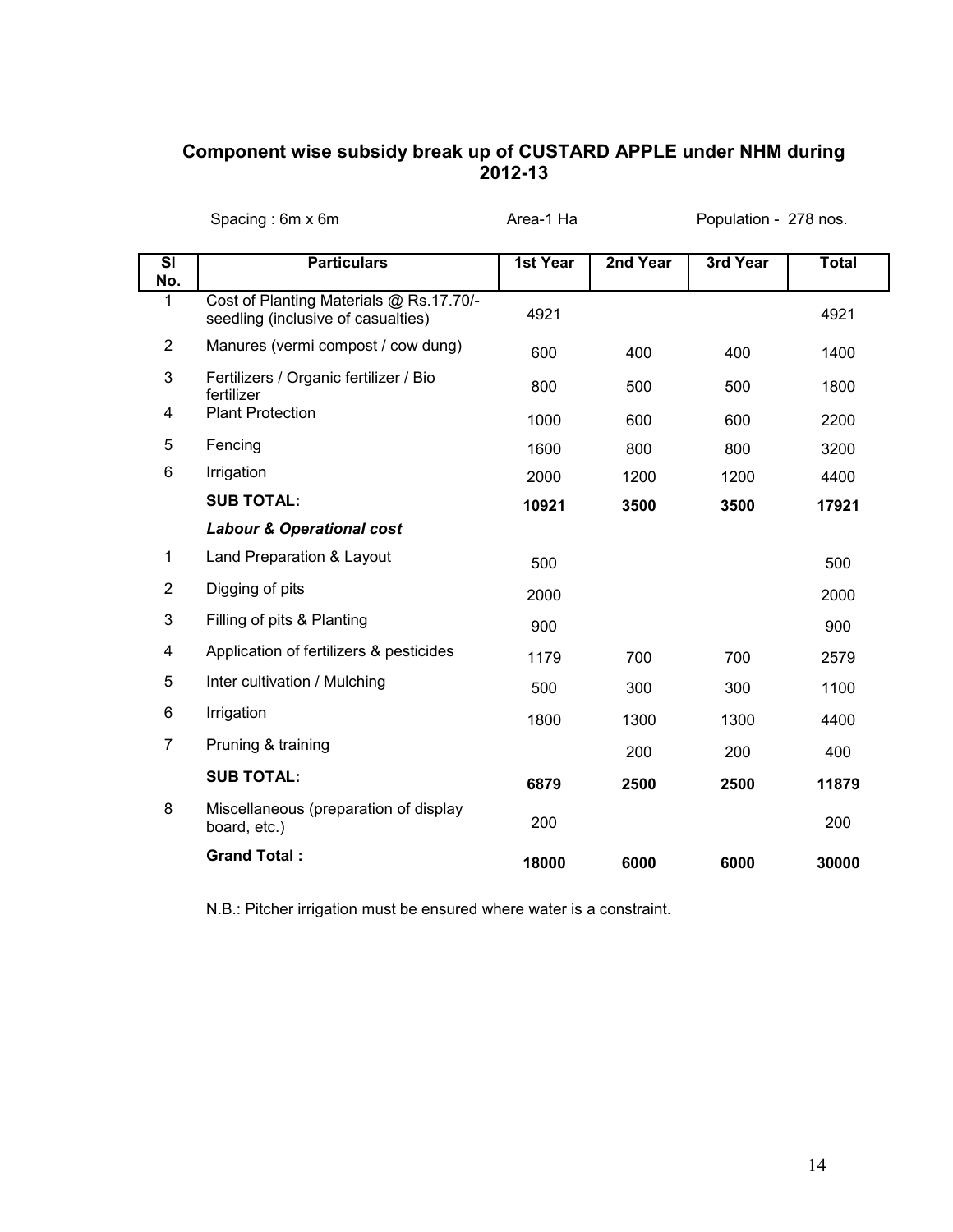## Component wise subsidy break up of CUSTARD APPLE under NHM during 2012-13

Spacing : 6m x 6m Area-1 Ha Population - 278 nos.

| Sl No. | Particulars | 1st Year | 2nd Year | 3rd Year | Total |
|---|---|---|---|---|---|
| 1 | Cost of Planting Materials @ Rs.17.70/- seedling (inclusive of casualties) | 4921 | | | 4921 |
| 2 | Manures (vermi compost / cow dung) | 600 | 400 | 400 | 1400 |
| 3 | Fertilizers / Organic fertilizer / Bio fertilizer | 800 | 500 | 500 | 1800 |
| 4 | Plant Protection | 1000 | 600 | 600 | 2200 |
| 5 | Fencing | 1600 | 800 | 800 | 3200 |
| 6 | Irrigation | 2000 | 1200 | 1200 | 4400 |
| | **SUB TOTAL:** | **10921** | **3500** | **3500** | **17921** |
| | ***Labour & Operational cost*** | | | | |
| 1 | Land Preparation & Layout | 500 | | | 500 |
| 2 | Digging of pits | 2000 | | | 2000 |
| 3 | Filling of pits & Planting | 900 | | | 900 |
| 4 | Application of fertilizers & pesticides | 1179 | 700 | 700 | 2579 |
| 5 | Inter cultivation / Mulching | 500 | 300 | 300 | 1100 |
| 6 | Irrigation | 1800 | 1300 | 1300 | 4400 |
| 7 | Pruning & training | | 200 | 200 | 400 |
| | **SUB TOTAL:** | **6879** | **2500** | **2500** | **11879** |
| 8 | Miscellaneous (preparation of display board, etc.) | 200 | | | 200 |
| | **Grand Total :** | **18000** | **6000** | **6000** | **30000** |

N.B.: Pitcher irrigation must be ensured where water is a constraint.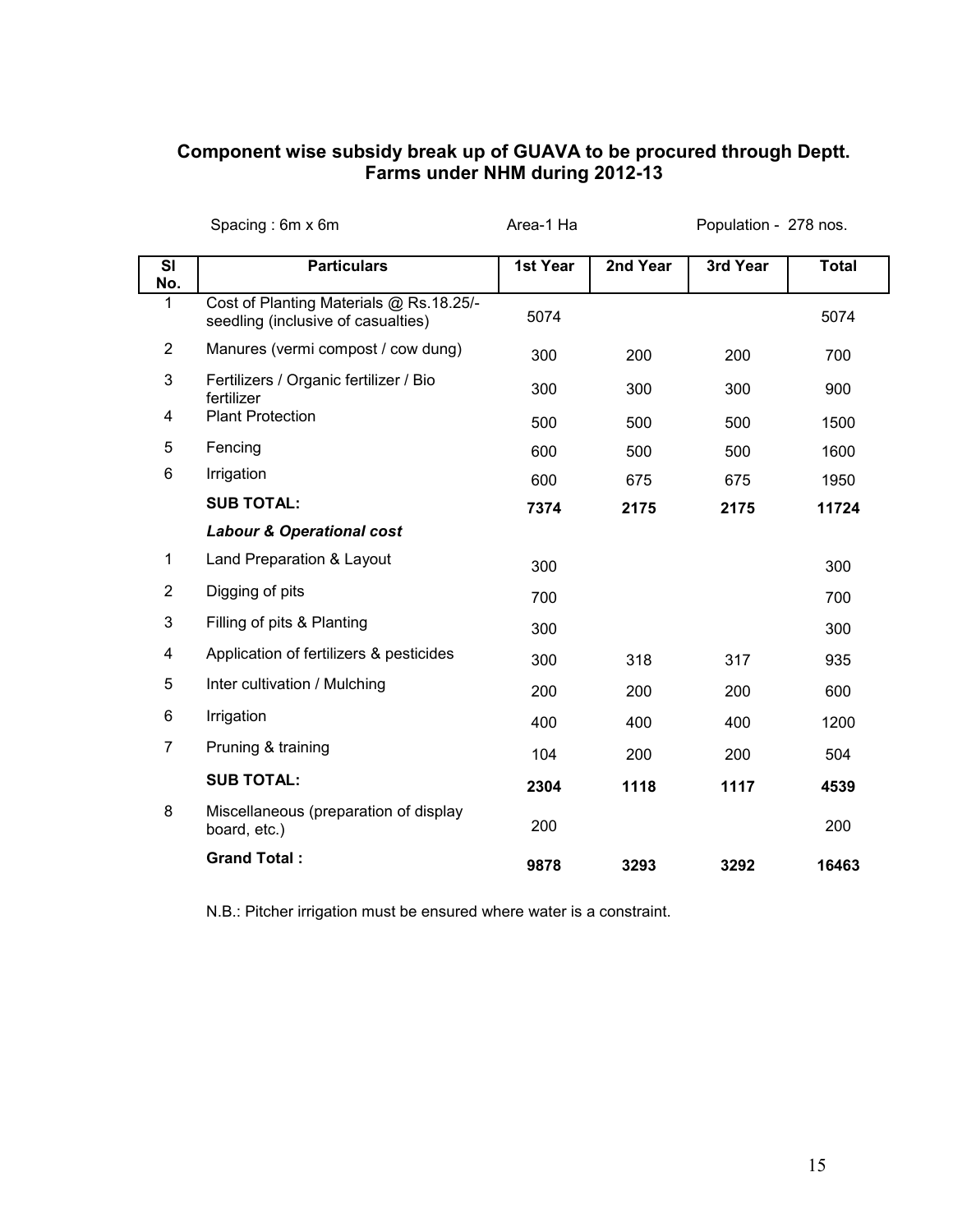## Component wise subsidy break up of GUAVA to be procured through Deptt. Farms under NHM during 2012-13

Spacing : 6m x 6m    Area-1 Ha    Population - 278 nos.

| Sl No. | Particulars | 1st Year | 2nd Year | 3rd Year | Total |
|---|---|---|---|---|---|
| 1 | Cost of Planting Materials @ Rs.18.25/- seedling (inclusive of casualties) | 5074 | | | 5074 |
| 2 | Manures (vermi compost / cow dung) | 300 | 200 | 200 | 700 |
| 3 | Fertilizers / Organic fertilizer / Bio fertilizer | 300 | 300 | 300 | 900 |
| 4 | Plant Protection | 500 | 500 | 500 | 1500 |
| 5 | Fencing | 600 | 500 | 500 | 1600 |
| 6 | Irrigation | 600 | 675 | 675 | 1950 |
| | **SUB TOTAL:** | **7374** | **2175** | **2175** | **11724** |
| | ***Labour & Operational cost*** | | | | |
| 1 | Land Preparation & Layout | 300 | | | 300 |
| 2 | Digging of pits | 700 | | | 700 |
| 3 | Filling of pits & Planting | 300 | | | 300 |
| 4 | Application of fertilizers & pesticides | 300 | 318 | 317 | 935 |
| 5 | Inter cultivation / Mulching | 200 | 200 | 200 | 600 |
| 6 | Irrigation | 400 | 400 | 400 | 1200 |
| 7 | Pruning & training | 104 | 200 | 200 | 504 |
| | **SUB TOTAL:** | **2304** | **1118** | **1117** | **4539** |
| 8 | Miscellaneous (preparation of display board, etc.) | 200 | | | 200 |
| | **Grand Total :** | **9878** | **3293** | **3292** | **16463** |

N.B.: Pitcher irrigation must be ensured where water is a constraint.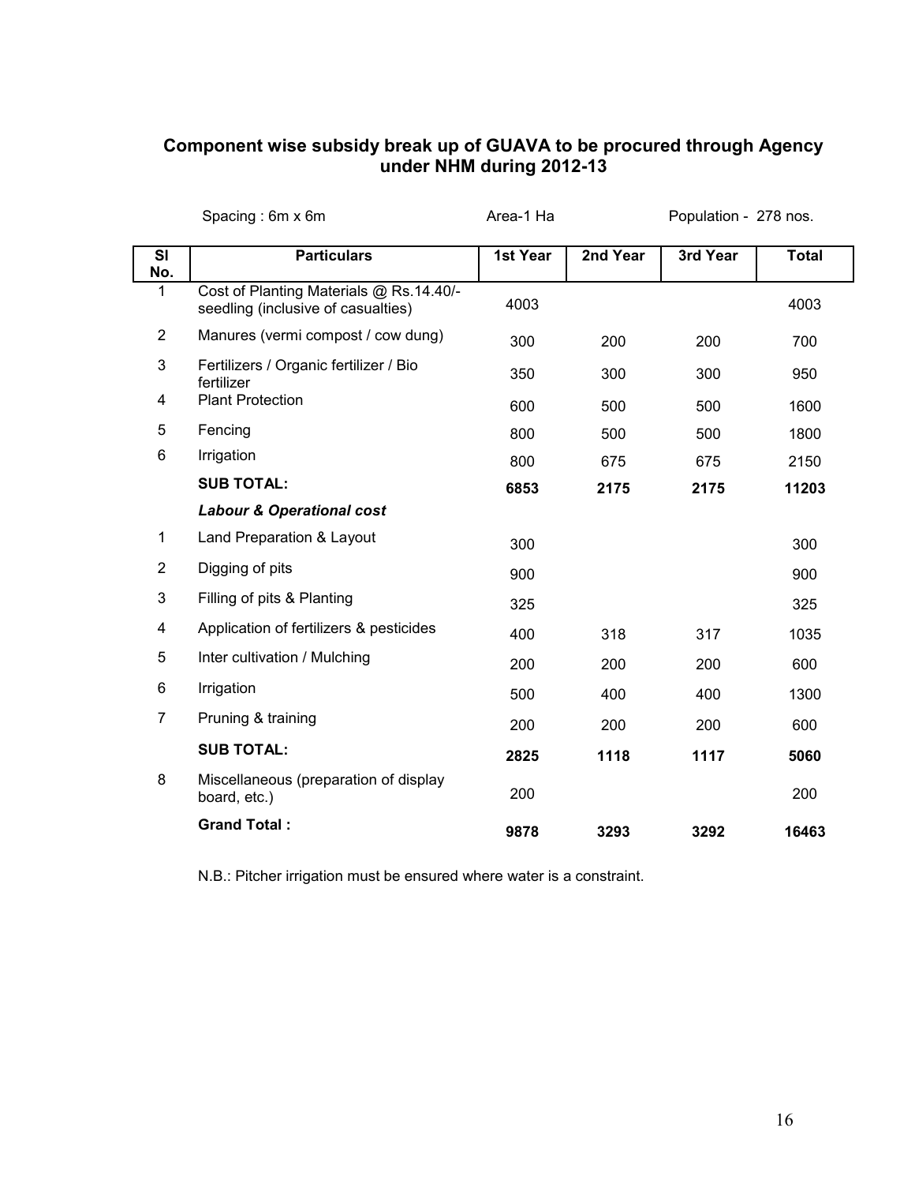## Component wise subsidy break up of GUAVA to be procured through Agency under NHM during 2012-13

Spacing : 6m x 6m Area-1 Ha Population - 278 nos.

| Sl No. | Particulars | 1st Year | 2nd Year | 3rd Year | Total |
|---|---|---|---|---|---|
| 1 | Cost of Planting Materials @ Rs.14.40/- seedling (inclusive of casualties) | 4003 | | | 4003 |
| 2 | Manures (vermi compost / cow dung) | 300 | 200 | 200 | 700 |
| 3 | Fertilizers / Organic fertilizer / Bio fertilizer | 350 | 300 | 300 | 950 |
| 4 | Plant Protection | 600 | 500 | 500 | 1600 |
| 5 | Fencing | 800 | 500 | 500 | 1800 |
| 6 | Irrigation | 800 | 675 | 675 | 2150 |
| | **SUB TOTAL:** | **6853** | **2175** | **2175** | **11203** |
| | ***Labour & Operational cost*** | | | | |
| 1 | Land Preparation & Layout | 300 | | | 300 |
| 2 | Digging of pits | 900 | | | 900 |
| 3 | Filling of pits & Planting | 325 | | | 325 |
| 4 | Application of fertilizers & pesticides | 400 | 318 | 317 | 1035 |
| 5 | Inter cultivation / Mulching | 200 | 200 | 200 | 600 |
| 6 | Irrigation | 500 | 400 | 400 | 1300 |
| 7 | Pruning & training | 200 | 200 | 200 | 600 |
| | **SUB TOTAL:** | **2825** | **1118** | **1117** | **5060** |
| 8 | Miscellaneous (preparation of display board, etc.) | 200 | | | 200 |
| | **Grand Total :** | **9878** | **3293** | **3292** | **16463** |

N.B.: Pitcher irrigation must be ensured where water is a constraint.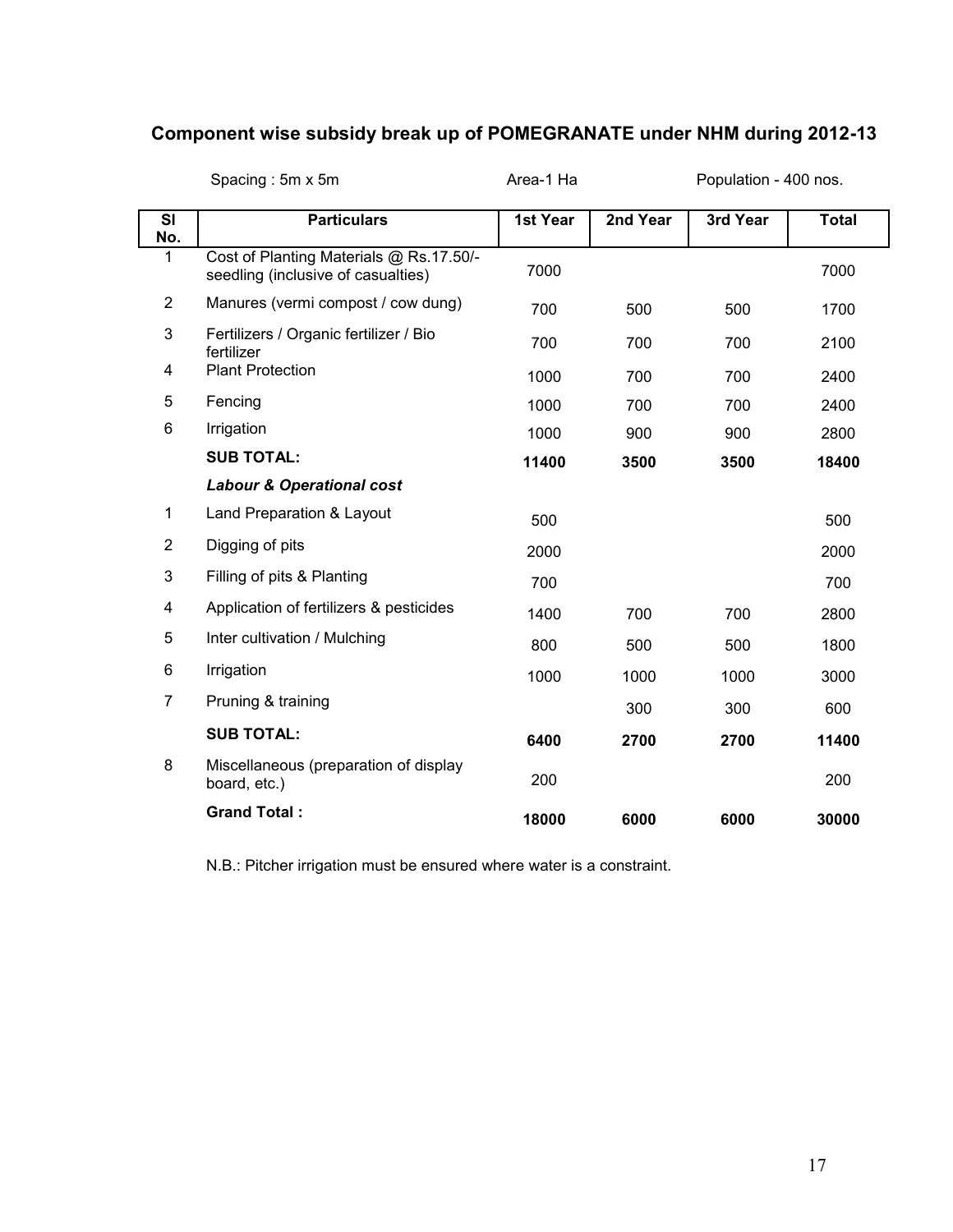## Component wise subsidy break up of POMEGRANATE under NHM during 2012-13

Spacing : 5m x 5m    Area-1 Ha    Population - 400 nos.

| Sl No. | Particulars | 1st Year | 2nd Year | 3rd Year | Total |
|---|---|---|---|---|---|
| 1 | Cost of Planting Materials @ Rs.17.50/- seedling (inclusive of casualties) | 7000 | | | 7000 |
| 2 | Manures (vermi compost / cow dung) | 700 | 500 | 500 | 1700 |
| 3 | Fertilizers / Organic fertilizer / Bio fertilizer | 700 | 700 | 700 | 2100 |
| 4 | Plant Protection | 1000 | 700 | 700 | 2400 |
| 5 | Fencing | 1000 | 700 | 700 | 2400 |
| 6 | Irrigation | 1000 | 900 | 900 | 2800 |
| | **SUB TOTAL:** | **11400** | **3500** | **3500** | **18400** |
| | ***Labour & Operational cost*** | | | | |
| 1 | Land Preparation & Layout | 500 | | | 500 |
| 2 | Digging of pits | 2000 | | | 2000 |
| 3 | Filling of pits & Planting | 700 | | | 700 |
| 4 | Application of fertilizers & pesticides | 1400 | 700 | 700 | 2800 |
| 5 | Inter cultivation / Mulching | 800 | 500 | 500 | 1800 |
| 6 | Irrigation | 1000 | 1000 | 1000 | 3000 |
| 7 | Pruning & training | | 300 | 300 | 600 |
| | **SUB TOTAL:** | **6400** | **2700** | **2700** | **11400** |
| 8 | Miscellaneous (preparation of display board, etc.) | 200 | | | 200 |
| | **Grand Total :** | **18000** | **6000** | **6000** | **30000** |

N.B.: Pitcher irrigation must be ensured where water is a constraint.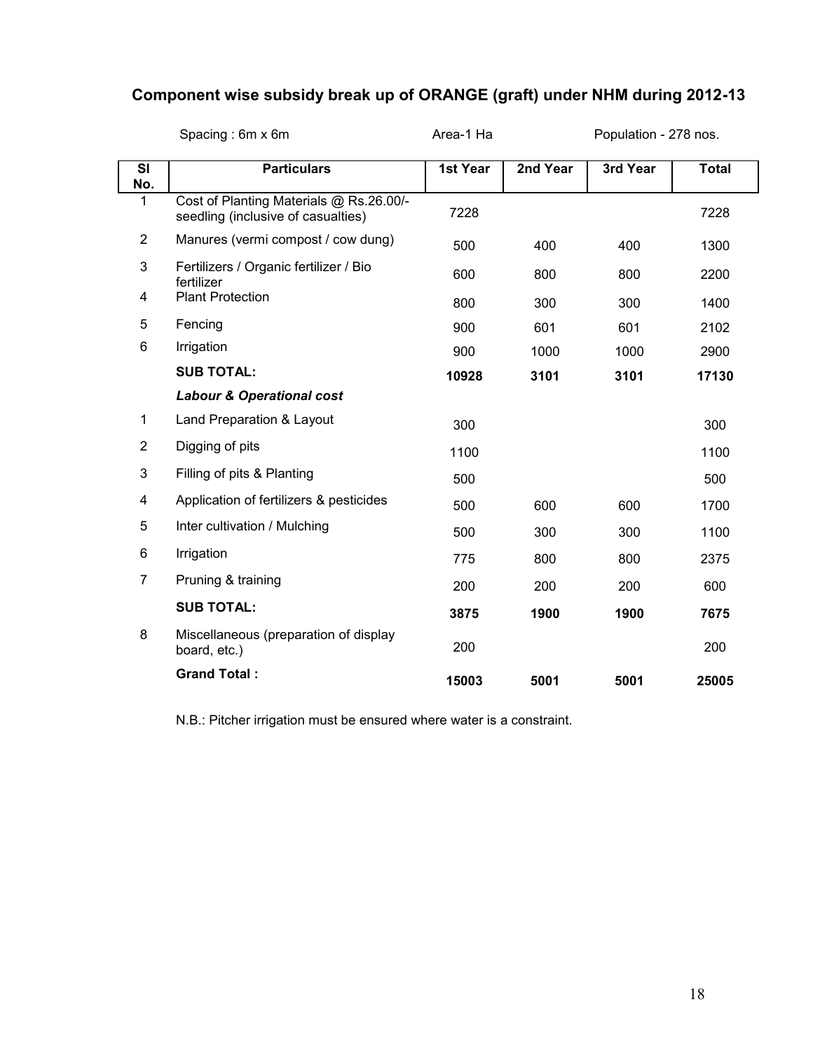## Component wise subsidy break up of ORANGE (graft) under NHM during 2012-13

Spacing : 6m x 6m | Area-1 Ha | Population - 278 nos.

| Sl No. | Particulars | 1st Year | 2nd Year | 3rd Year | Total |
|---|---|---|---|---|---|
| 1 | Cost of Planting Materials @ Rs.26.00/- seedling (inclusive of casualties) | 7228 | | | 7228 |
| 2 | Manures (vermi compost / cow dung) | 500 | 400 | 400 | 1300 |
| 3 | Fertilizers / Organic fertilizer / Bio fertilizer | 600 | 800 | 800 | 2200 |
| 4 | Plant Protection | 800 | 300 | 300 | 1400 |
| 5 | Fencing | 900 | 601 | 601 | 2102 |
| 6 | Irrigation | 900 | 1000 | 1000 | 2900 |
| | **SUB TOTAL:** | **10928** | **3101** | **3101** | **17130** |
| | ***Labour & Operational cost*** | | | | |
| 1 | Land Preparation & Layout | 300 | | | 300 |
| 2 | Digging of pits | 1100 | | | 1100 |
| 3 | Filling of pits & Planting | 500 | | | 500 |
| 4 | Application of fertilizers & pesticides | 500 | 600 | 600 | 1700 |
| 5 | Inter cultivation / Mulching | 500 | 300 | 300 | 1100 |
| 6 | Irrigation | 775 | 800 | 800 | 2375 |
| 7 | Pruning & training | 200 | 200 | 200 | 600 |
| | **SUB TOTAL:** | **3875** | **1900** | **1900** | **7675** |
| 8 | Miscellaneous (preparation of display board, etc.) | 200 | | | 200 |
| | **Grand Total :** | **15003** | **5001** | **5001** | **25005** |

N.B.: Pitcher irrigation must be ensured where water is a constraint.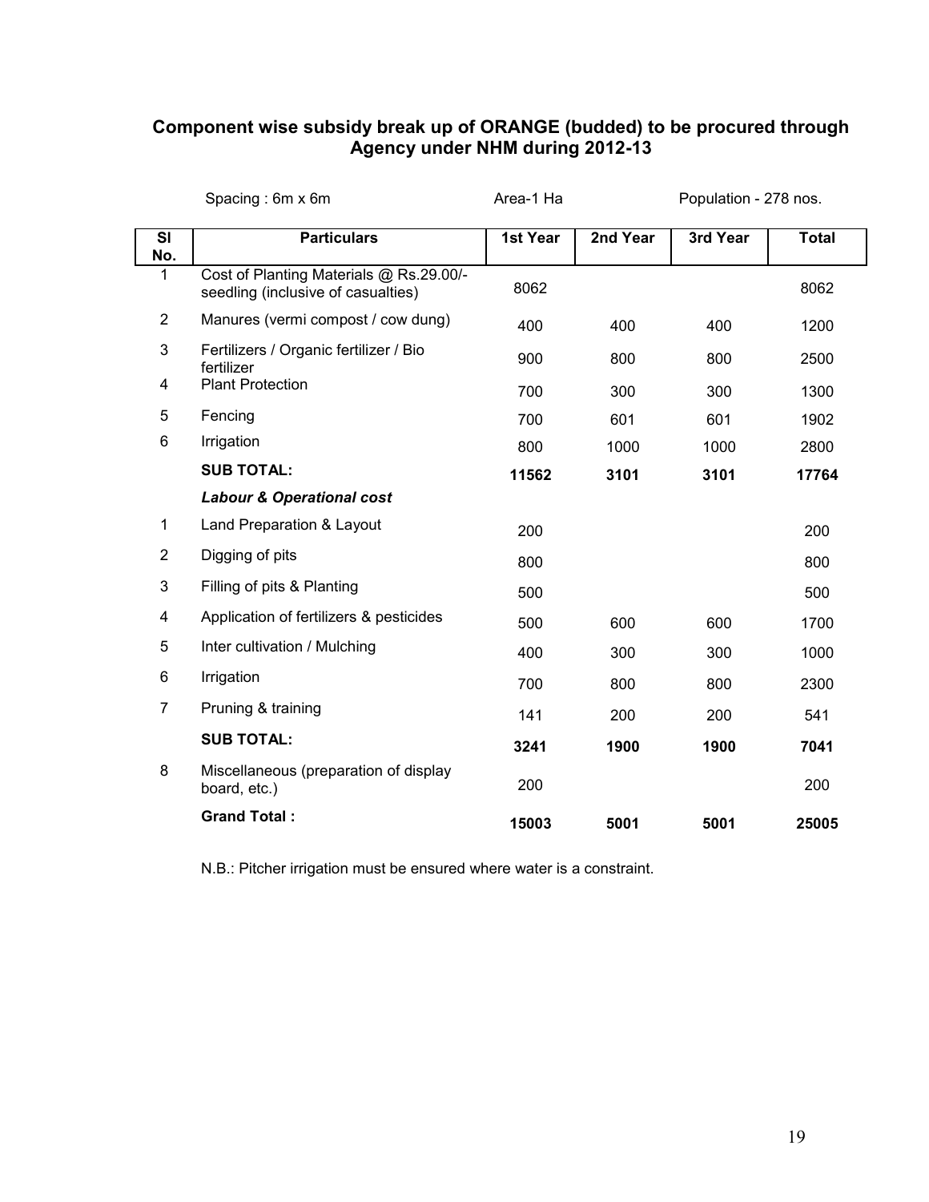## Component wise subsidy break up of ORANGE (budded) to be procured through Agency under NHM during 2012-13

Spacing : 6m x 6m Area-1 Ha Population - 278 nos.

| Sl No. | Particulars | 1st Year | 2nd Year | 3rd Year | Total |
|---|---|---|---|---|---|
| 1 | Cost of Planting Materials @ Rs.29.00/- seedling (inclusive of casualties) | 8062 | | | 8062 |
| 2 | Manures (vermi compost / cow dung) | 400 | 400 | 400 | 1200 |
| 3 | Fertilizers / Organic fertilizer / Bio fertilizer | 900 | 800 | 800 | 2500 |
| 4 | Plant Protection | 700 | 300 | 300 | 1300 |
| 5 | Fencing | 700 | 601 | 601 | 1902 |
| 6 | Irrigation | 800 | 1000 | 1000 | 2800 |
| | **SUB TOTAL:** | **11562** | **3101** | **3101** | **17764** |
| | ***Labour & Operational cost*** | | | | |
| 1 | Land Preparation & Layout | 200 | | | 200 |
| 2 | Digging of pits | 800 | | | 800 |
| 3 | Filling of pits & Planting | 500 | | | 500 |
| 4 | Application of fertilizers & pesticides | 500 | 600 | 600 | 1700 |
| 5 | Inter cultivation / Mulching | 400 | 300 | 300 | 1000 |
| 6 | Irrigation | 700 | 800 | 800 | 2300 |
| 7 | Pruning & training | 141 | 200 | 200 | 541 |
| | **SUB TOTAL:** | **3241** | **1900** | **1900** | **7041** |
| 8 | Miscellaneous (preparation of display board, etc.) | 200 | | | 200 |
| | **Grand Total :** | **15003** | **5001** | **5001** | **25005** |

N.B.: Pitcher irrigation must be ensured where water is a constraint.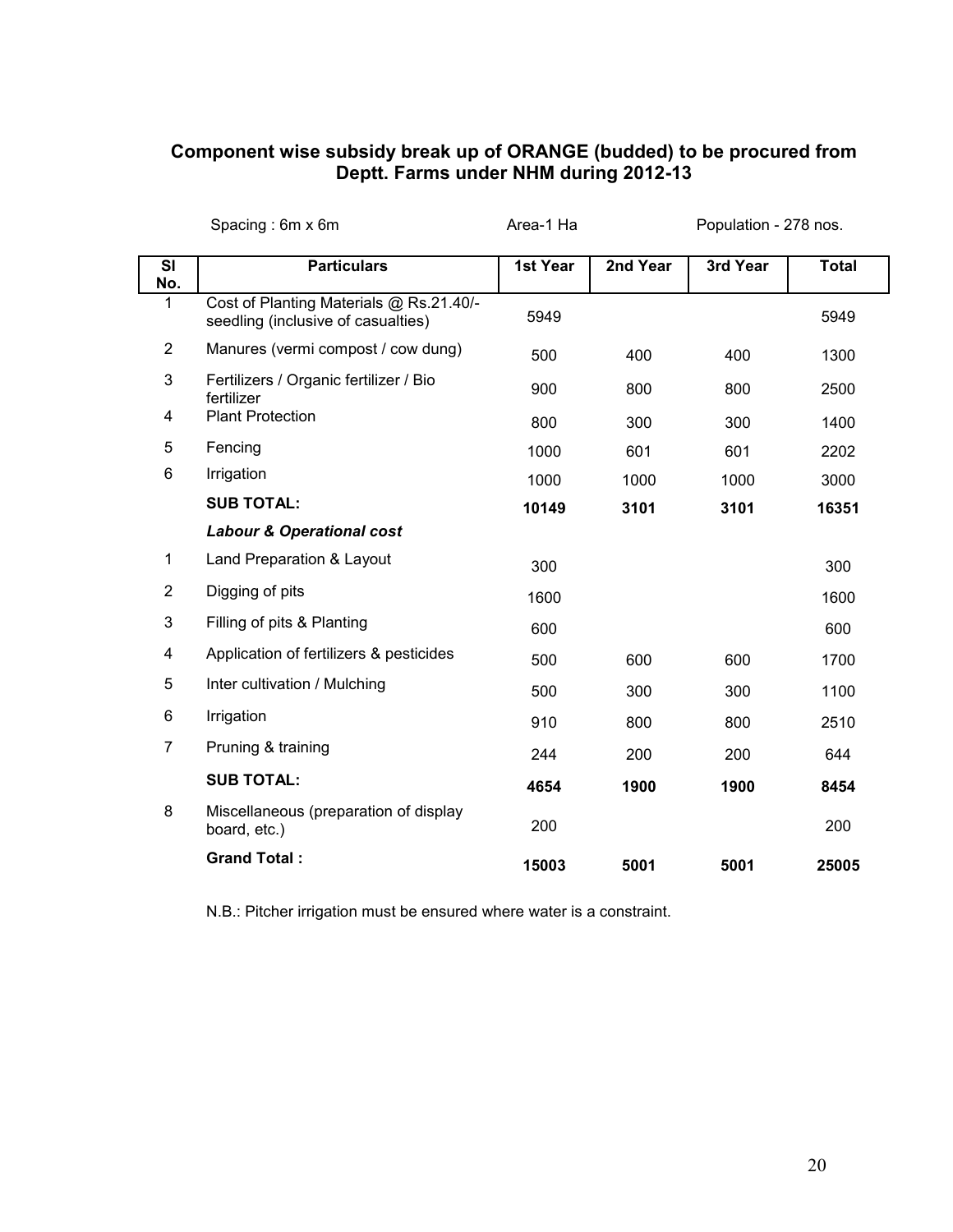## Component wise subsidy break up of ORANGE (budded) to be procured from Deptt. Farms under NHM during 2012-13

Spacing : 6m x 6m Area-1 Ha Population - 278 nos.

| Sl No. | Particulars | 1st Year | 2nd Year | 3rd Year | Total |
|---|---|---|---|---|---|
| 1 | Cost of Planting Materials @ Rs.21.40/- seedling (inclusive of casualties) | 5949 | | | 5949 |
| 2 | Manures (vermi compost / cow dung) | 500 | 400 | 400 | 1300 |
| 3 | Fertilizers / Organic fertilizer / Bio fertilizer | 900 | 800 | 800 | 2500 |
| 4 | Plant Protection | 800 | 300 | 300 | 1400 |
| 5 | Fencing | 1000 | 601 | 601 | 2202 |
| 6 | Irrigation | 1000 | 1000 | 1000 | 3000 |
| | **SUB TOTAL:** | **10149** | **3101** | **3101** | **16351** |
| | ***Labour & Operational cost*** | | | | |
| 1 | Land Preparation & Layout | 300 | | | 300 |
| 2 | Digging of pits | 1600 | | | 1600 |
| 3 | Filling of pits & Planting | 600 | | | 600 |
| 4 | Application of fertilizers & pesticides | 500 | 600 | 600 | 1700 |
| 5 | Inter cultivation / Mulching | 500 | 300 | 300 | 1100 |
| 6 | Irrigation | 910 | 800 | 800 | 2510 |
| 7 | Pruning & training | 244 | 200 | 200 | 644 |
| | **SUB TOTAL:** | **4654** | **1900** | **1900** | **8454** |
| 8 | Miscellaneous (preparation of display board, etc.) | 200 | | | 200 |
| | **Grand Total :** | **15003** | **5001** | **5001** | **25005** |

N.B.: Pitcher irrigation must be ensured where water is a constraint.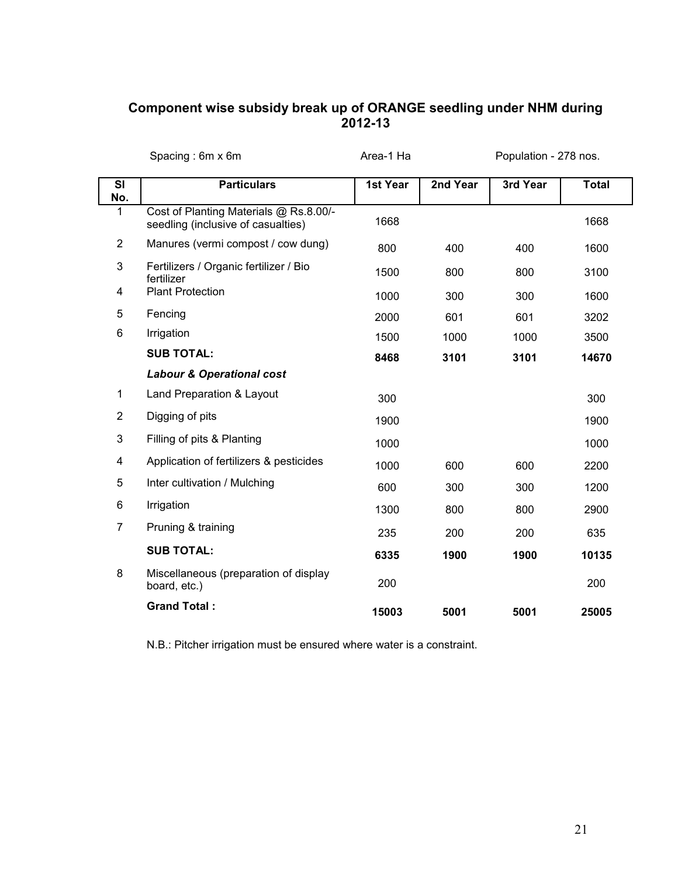## Component wise subsidy break up of ORANGE seedling under NHM during 2012-13

Spacing : 6m x 6m Area-1 Ha Population - 278 nos.

| Sl No. | Particulars | 1st Year | 2nd Year | 3rd Year | Total |
|---|---|---|---|---|---|
| 1 | Cost of Planting Materials @ Rs.8.00/- seedling (inclusive of casualties) | 1668 | | | 1668 |
| 2 | Manures (vermi compost / cow dung) | 800 | 400 | 400 | 1600 |
| 3 | Fertilizers / Organic fertilizer / Bio fertilizer | 1500 | 800 | 800 | 3100 |
| 4 | Plant Protection | 1000 | 300 | 300 | 1600 |
| 5 | Fencing | 2000 | 601 | 601 | 3202 |
| 6 | Irrigation | 1500 | 1000 | 1000 | 3500 |
| | **SUB TOTAL:** | **8468** | **3101** | **3101** | **14670** |
| | ***Labour & Operational cost*** | | | | |
| 1 | Land Preparation & Layout | 300 | | | 300 |
| 2 | Digging of pits | 1900 | | | 1900 |
| 3 | Filling of pits & Planting | 1000 | | | 1000 |
| 4 | Application of fertilizers & pesticides | 1000 | 600 | 600 | 2200 |
| 5 | Inter cultivation / Mulching | 600 | 300 | 300 | 1200 |
| 6 | Irrigation | 1300 | 800 | 800 | 2900 |
| 7 | Pruning & training | 235 | 200 | 200 | 635 |
| | **SUB TOTAL:** | **6335** | **1900** | **1900** | **10135** |
| 8 | Miscellaneous (preparation of display board, etc.) | 200 | | | 200 |
| | **Grand Total :** | **15003** | **5001** | **5001** | **25005** |

N.B.: Pitcher irrigation must be ensured where water is a constraint.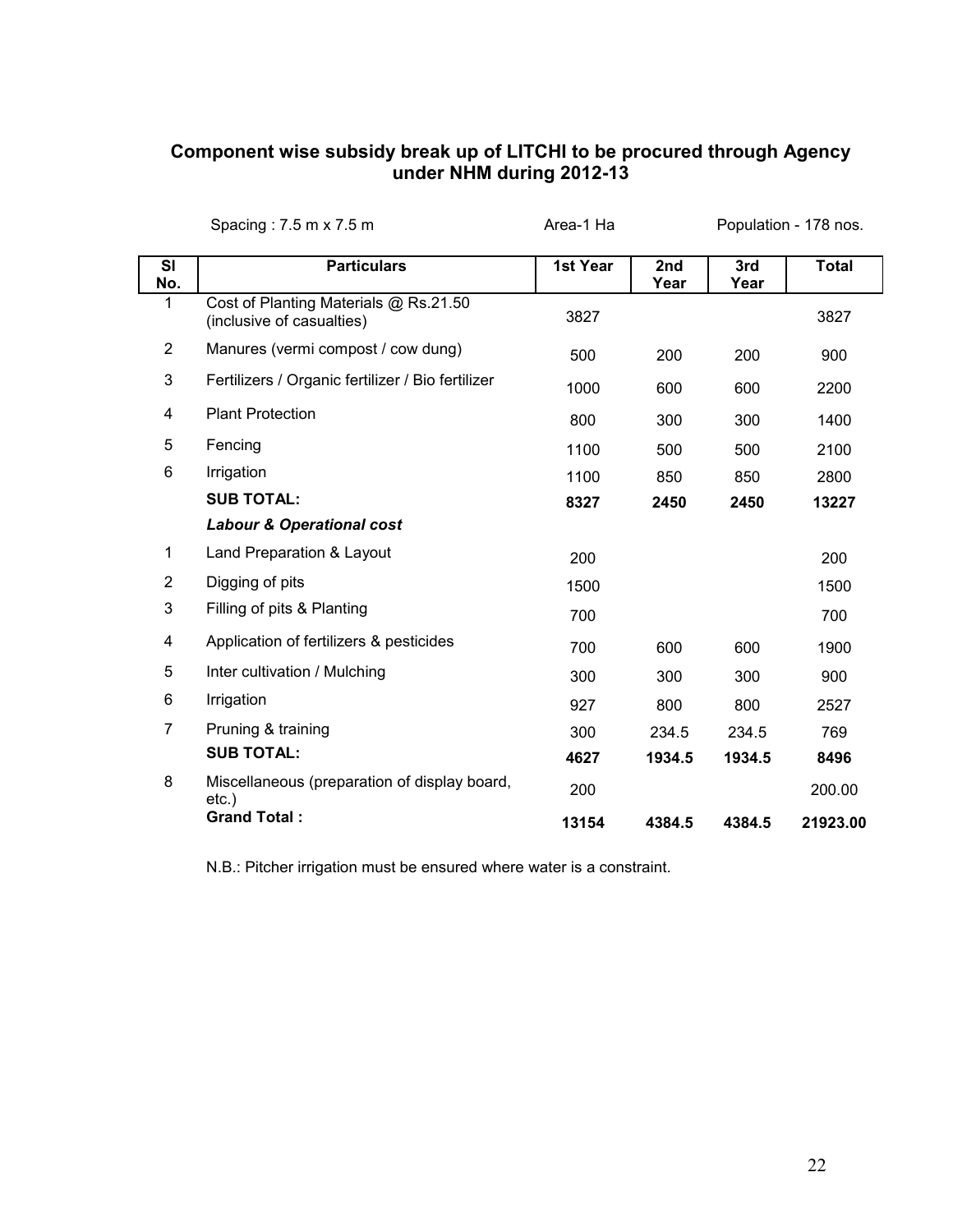## Component wise subsidy break up of LITCHI to be procured through Agency under NHM during 2012-13

Spacing : 7.5 m x 7.5 m &nbsp;&nbsp;&nbsp;&nbsp; Area-1 Ha &nbsp;&nbsp;&nbsp;&nbsp; Population - 178 nos.

| Sl No. | Particulars | 1st Year | 2nd Year | 3rd Year | Total |
|---|---|---|---|---|---|
| 1 | Cost of Planting Materials @ Rs.21.50 (inclusive of casualties) | 3827 | | | 3827 |
| 2 | Manures (vermi compost / cow dung) | 500 | 200 | 200 | 900 |
| 3 | Fertilizers / Organic fertilizer / Bio fertilizer | 1000 | 600 | 600 | 2200 |
| 4 | Plant Protection | 800 | 300 | 300 | 1400 |
| 5 | Fencing | 1100 | 500 | 500 | 2100 |
| 6 | Irrigation | 1100 | 850 | 850 | 2800 |
| | **SUB TOTAL:** | **8327** | **2450** | **2450** | **13227** |
| | ***Labour & Operational cost*** | | | | |
| 1 | Land Preparation & Layout | 200 | | | 200 |
| 2 | Digging of pits | 1500 | | | 1500 |
| 3 | Filling of pits & Planting | 700 | | | 700 |
| 4 | Application of fertilizers & pesticides | 700 | 600 | 600 | 1900 |
| 5 | Inter cultivation / Mulching | 300 | 300 | 300 | 900 |
| 6 | Irrigation | 927 | 800 | 800 | 2527 |
| 7 | Pruning & training | 300 | 234.5 | 234.5 | 769 |
| | **SUB TOTAL:** | **4627** | **1934.5** | **1934.5** | **8496** |
| 8 | Miscellaneous (preparation of display board, etc.) | 200 | | | 200.00 |
| | **Grand Total :** | **13154** | **4384.5** | **4384.5** | **21923.00** |

N.B.: Pitcher irrigation must be ensured where water is a constraint.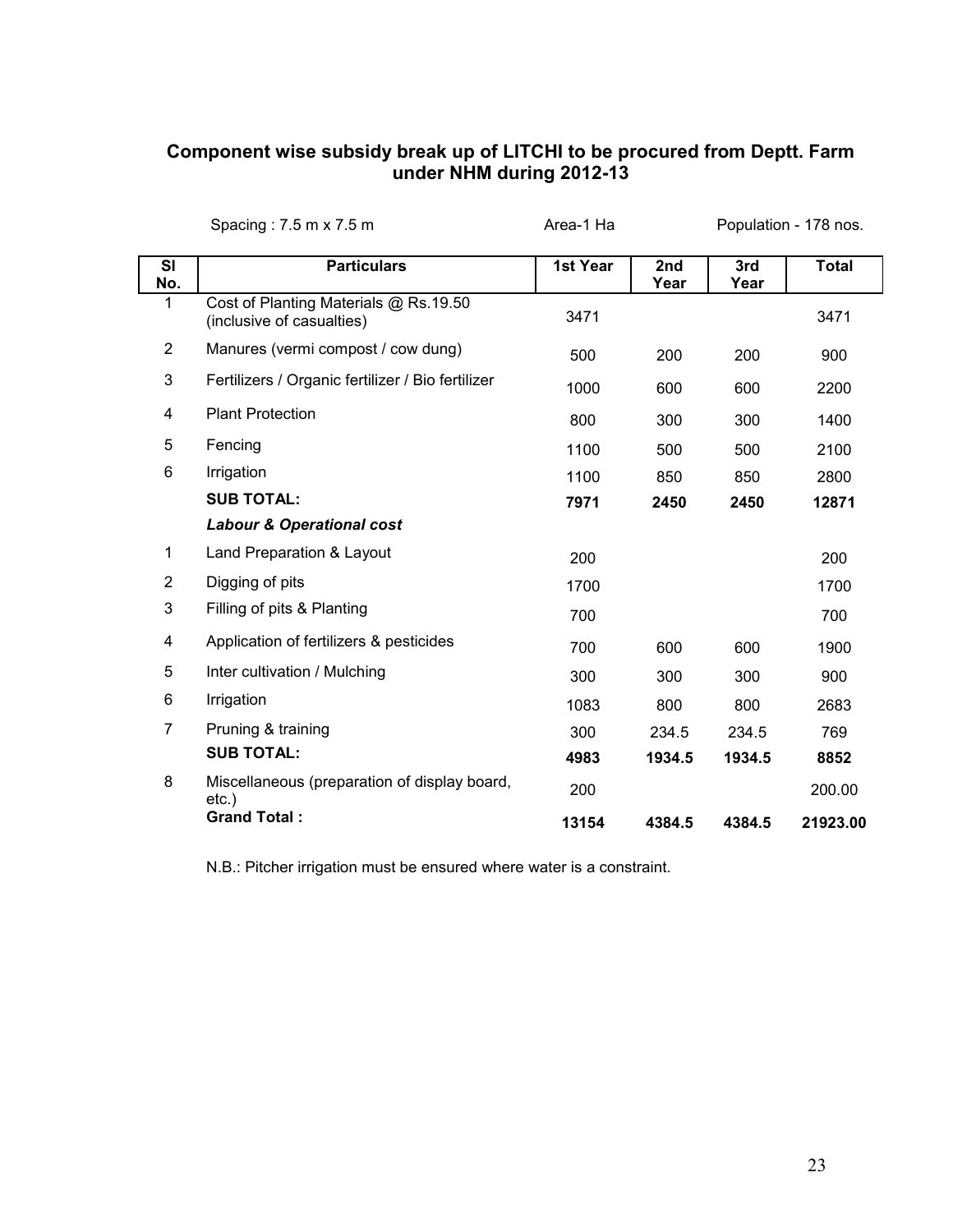## Component wise subsidy break up of LITCHI to be procured from Deptt. Farm under NHM during 2012-13

Spacing : 7.5 m x 7.5 m          Area-1 Ha          Population - 178 nos.

| Sl No. | Particulars | 1st Year | 2nd Year | 3rd Year | Total |
|---|---|---|---|---|---|
| 1 | Cost of Planting Materials @ Rs.19.50 (inclusive of casualties) | 3471 | | | 3471 |
| 2 | Manures (vermi compost / cow dung) | 500 | 200 | 200 | 900 |
| 3 | Fertilizers / Organic fertilizer / Bio fertilizer | 1000 | 600 | 600 | 2200 |
| 4 | Plant Protection | 800 | 300 | 300 | 1400 |
| 5 | Fencing | 1100 | 500 | 500 | 2100 |
| 6 | Irrigation | 1100 | 850 | 850 | 2800 |
| | **SUB TOTAL:** | **7971** | **2450** | **2450** | **12871** |
| | ***Labour & Operational cost*** | | | | |
| 1 | Land Preparation & Layout | 200 | | | 200 |
| 2 | Digging of pits | 1700 | | | 1700 |
| 3 | Filling of pits & Planting | 700 | | | 700 |
| 4 | Application of fertilizers & pesticides | 700 | 600 | 600 | 1900 |
| 5 | Inter cultivation / Mulching | 300 | 300 | 300 | 900 |
| 6 | Irrigation | 1083 | 800 | 800 | 2683 |
| 7 | Pruning & training | 300 | 234.5 | 234.5 | 769 |
| | **SUB TOTAL:** | **4983** | **1934.5** | **1934.5** | **8852** |
| 8 | Miscellaneous (preparation of display board, etc.) | 200 | | | 200.00 |
| | **Grand Total :** | **13154** | **4384.5** | **4384.5** | **21923.00** |

N.B.: Pitcher irrigation must be ensured where water is a constraint.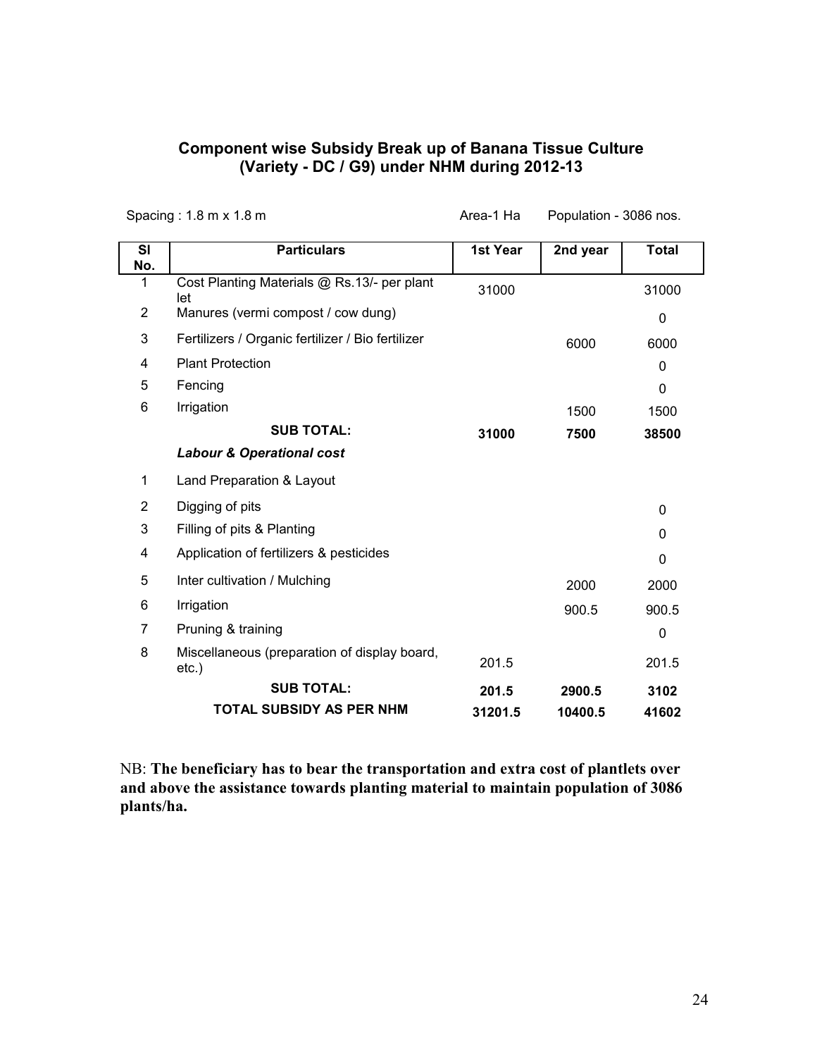## Component wise Subsidy Break up of Banana Tissue Culture (Variety - DC / G9) under NHM during 2012-13

Spacing : 1.8 m x 1.8 m  Area-1 Ha  Population - 3086 nos.

| Sl No. | Particulars | 1st Year | 2nd year | Total |
|---|---|---|---|---|
| 1 | Cost Planting Materials @ Rs.13/- per plant let | 31000 | | 31000 |
| 2 | Manures (vermi compost / cow dung) | | | 0 |
| 3 | Fertilizers / Organic fertilizer / Bio fertilizer | | 6000 | 6000 |
| 4 | Plant Protection | | | 0 |
| 5 | Fencing | | | 0 |
| 6 | Irrigation | | 1500 | 1500 |
| | **SUB TOTAL:** | **31000** | **7500** | **38500** |
| | ***Labour & Operational cost*** | | | |
| 1 | Land Preparation & Layout | | | |
| 2 | Digging of pits | | | 0 |
| 3 | Filling of pits & Planting | | | 0 |
| 4 | Application of fertilizers & pesticides | | | 0 |
| 5 | Inter cultivation / Mulching | | 2000 | 2000 |
| 6 | Irrigation | | 900.5 | 900.5 |
| 7 | Pruning & training | | | 0 |
| 8 | Miscellaneous (preparation of display board, etc.) | 201.5 | | 201.5 |
| | **SUB TOTAL:** | **201.5** | **2900.5** | **3102** |
| | **TOTAL SUBSIDY AS PER NHM** | **31201.5** | **10400.5** | **41602** |

NB: **The beneficiary has to bear the transportation and extra cost of plantlets over and above the assistance towards planting material to maintain population of 3086 plants/ha.**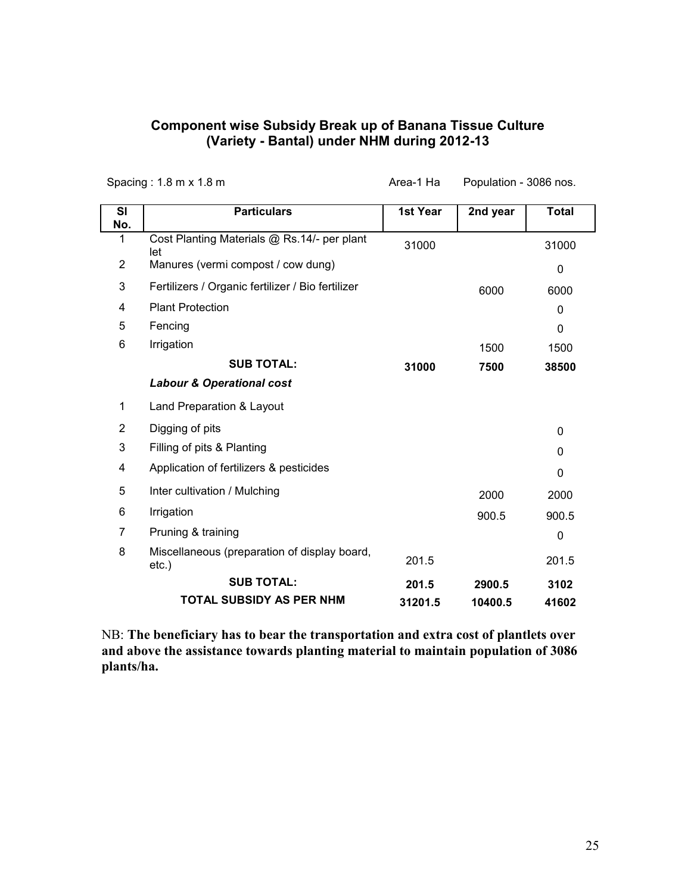## Component wise Subsidy Break up of Banana Tissue Culture (Variety - Bantal) under NHM during 2012-13

Spacing : 1.8 m x 1.8 m Area-1 Ha Population - 3086 nos.

| Sl No. | Particulars | 1st Year | 2nd year | Total |
|---|---|---|---|---|
| 1 | Cost Planting Materials @ Rs.14/- per plant let | 31000 | | 31000 |
| 2 | Manures (vermi compost / cow dung) | | | 0 |
| 3 | Fertilizers / Organic fertilizer / Bio fertilizer | | 6000 | 6000 |
| 4 | Plant Protection | | | 0 |
| 5 | Fencing | | | 0 |
| 6 | Irrigation | | 1500 | 1500 |
| | **SUB TOTAL:** | **31000** | **7500** | **38500** |
| | ***Labour & Operational cost*** | | | |
| 1 | Land Preparation & Layout | | | |
| 2 | Digging of pits | | | 0 |
| 3 | Filling of pits & Planting | | | 0 |
| 4 | Application of fertilizers & pesticides | | | 0 |
| 5 | Inter cultivation / Mulching | | 2000 | 2000 |
| 6 | Irrigation | | 900.5 | 900.5 |
| 7 | Pruning & training | | | 0 |
| 8 | Miscellaneous (preparation of display board, etc.) | 201.5 | | 201.5 |
| | **SUB TOTAL:** | **201.5** | **2900.5** | **3102** |
| | **TOTAL SUBSIDY AS PER NHM** | **31201.5** | **10400.5** | **41602** |

NB: **The beneficiary has to bear the transportation and extra cost of plantlets over and above the assistance towards planting material to maintain population of 3086 plants/ha.**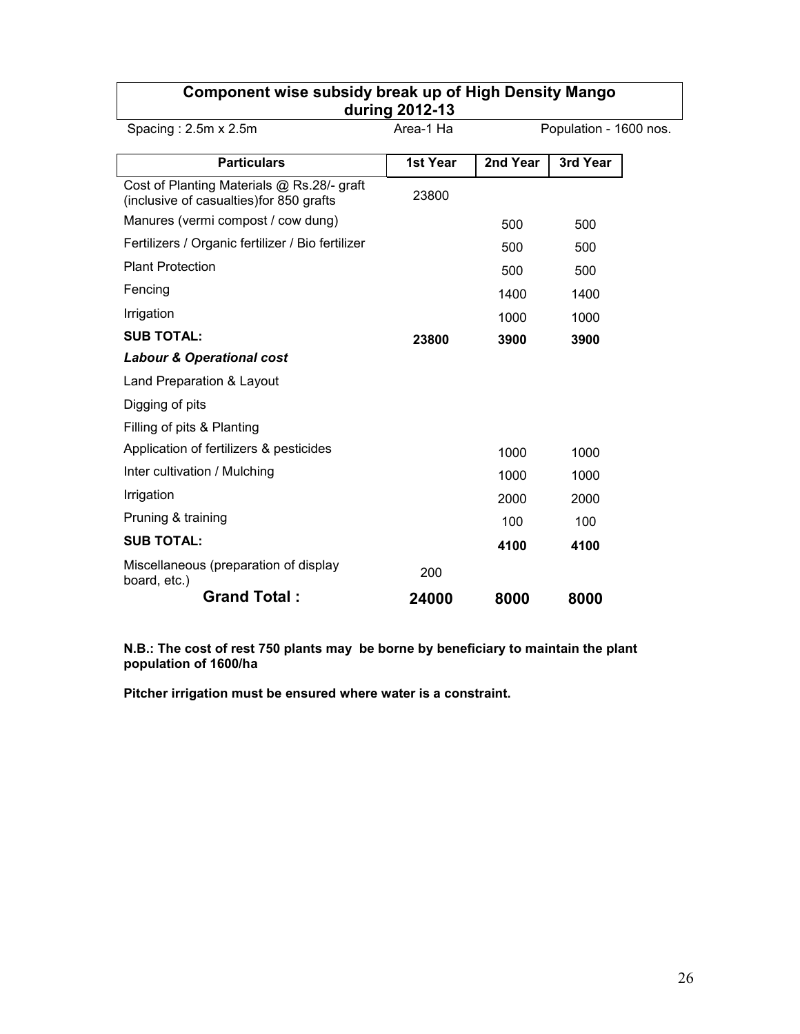## Component wise subsidy break up of High Density Mango during 2012-13

Spacing : 2.5m x 2.5m Area-1 Ha Population - 1600 nos.

| Particulars | 1st Year | 2nd Year | 3rd Year |
|---|---|---|---|
| Cost of Planting Materials @ Rs.28/- graft (inclusive of casualties)for 850 grafts | 23800 | | |
| Manures (vermi compost / cow dung) | | 500 | 500 |
| Fertilizers / Organic fertilizer / Bio fertilizer | | 500 | 500 |
| Plant Protection | | 500 | 500 |
| Fencing | | 1400 | 1400 |
| Irrigation | | 1000 | 1000 |
| **SUB TOTAL:** | **23800** | **3900** | **3900** |
| ***Labour & Operational cost*** | | | |
| Land Preparation & Layout | | | |
| Digging of pits | | | |
| Filling of pits & Planting | | | |
| Application of fertilizers & pesticides | | 1000 | 1000 |
| Inter cultivation / Mulching | | 1000 | 1000 |
| Irrigation | | 2000 | 2000 |
| Pruning & training | | 100 | 100 |
| **SUB TOTAL:** | | **4100** | **4100** |
| Miscellaneous (preparation of display board, etc.) | 200 | | |
| **Grand Total :** | **24000** | **8000** | **8000** |

**N.B.: The cost of rest 750 plants may be borne by beneficiary to maintain the plant population of 1600/ha**

**Pitcher irrigation must be ensured where water is a constraint.**